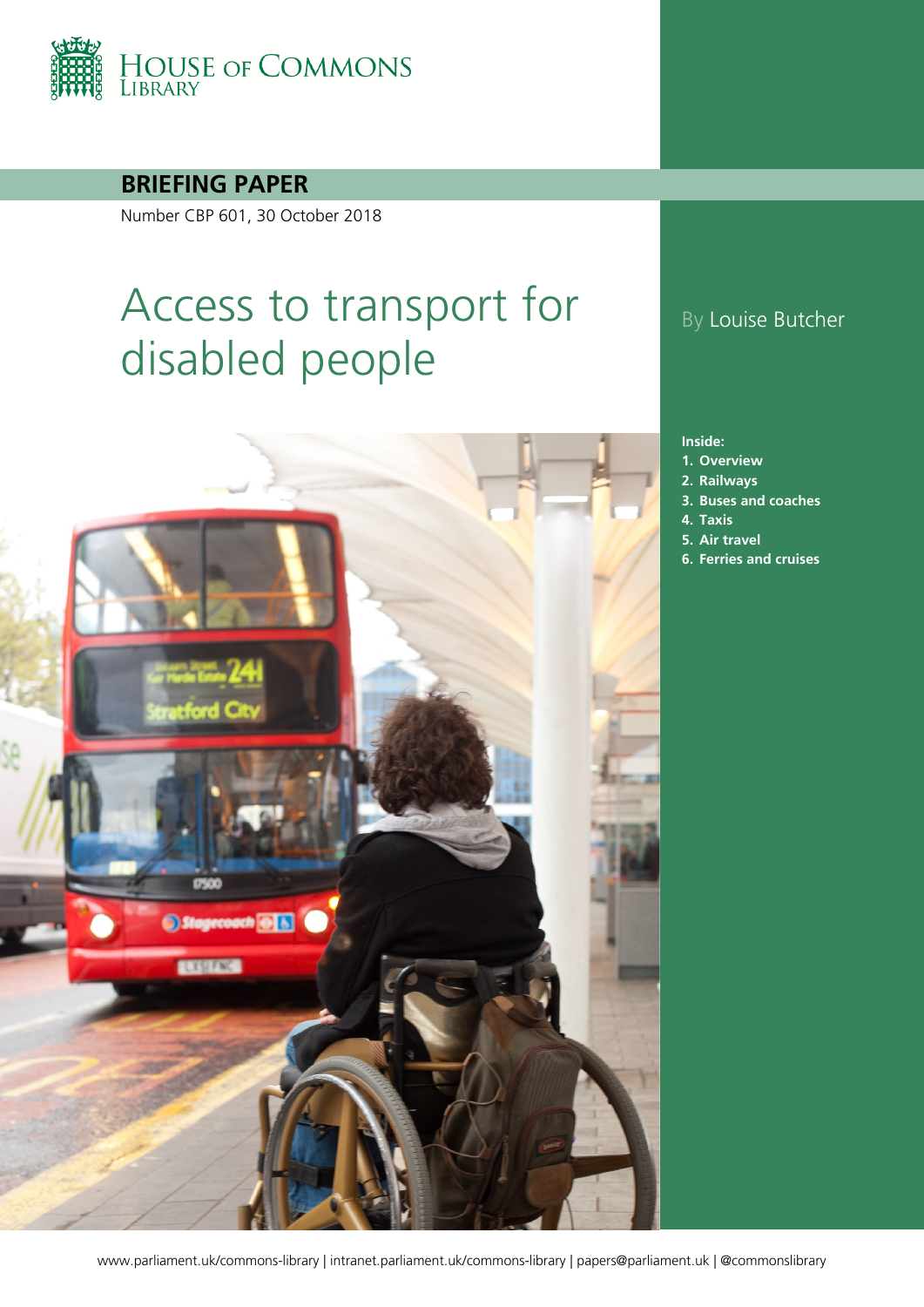HOUSE OF COMMONS LIBRARY

**BRIEFING PAPER**

Number CBP 601, 30 October 2018

# Access to transport for disabled people

By Louise Butcher

**Inside:**

1. Overview
2. Railways
3. Buses and coaches
4. Taxis
5. Air travel
6. Ferries and cruises

www.parliament.uk/commons-library | intranet.parliament.uk/commons-library | papers@parliament.uk | @commonslibrary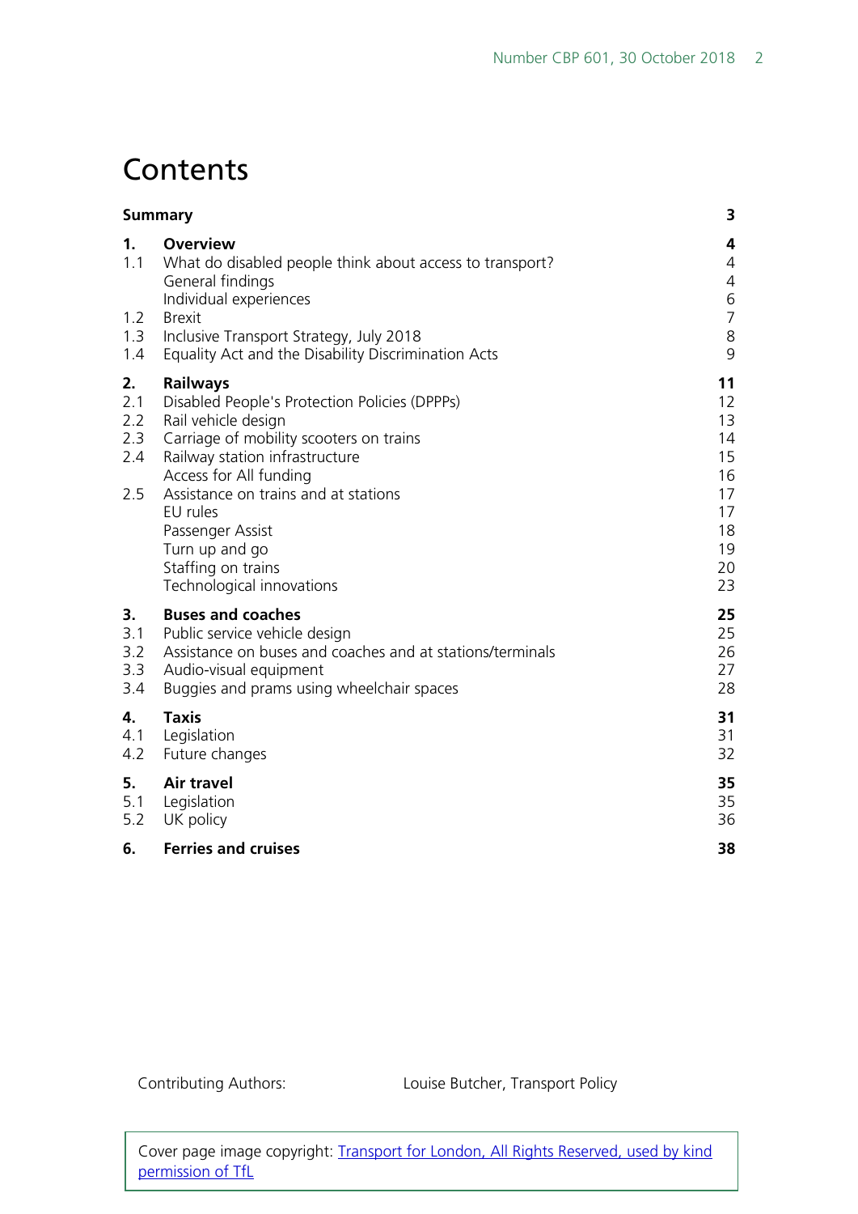# Contents

| | | |
|---|---|---|
| **Summary** | | **3** |
| **1.** | **Overview** | **4** |
| 1.1 | What do disabled people think about access to transport? | 4 |
| | General findings | 4 |
| | Individual experiences | 6 |
| 1.2 | Brexit | 7 |
| 1.3 | Inclusive Transport Strategy, July 2018 | 8 |
| 1.4 | Equality Act and the Disability Discrimination Acts | 9 |
| **2.** | **Railways** | **11** |
| 2.1 | Disabled People's Protection Policies (DPPPs) | 12 |
| 2.2 | Rail vehicle design | 13 |
| 2.3 | Carriage of mobility scooters on trains | 14 |
| 2.4 | Railway station infrastructure | 15 |
| | Access for All funding | 16 |
| 2.5 | Assistance on trains and at stations | 17 |
| | EU rules | 17 |
| | Passenger Assist | 18 |
| | Turn up and go | 19 |
| | Staffing on trains | 20 |
| | Technological innovations | 23 |
| **3.** | **Buses and coaches** | **25** |
| 3.1 | Public service vehicle design | 25 |
| 3.2 | Assistance on buses and coaches and at stations/terminals | 26 |
| 3.3 | Audio-visual equipment | 27 |
| 3.4 | Buggies and prams using wheelchair spaces | 28 |
| **4.** | **Taxis** | **31** |
| 4.1 | Legislation | 31 |
| 4.2 | Future changes | 32 |
| **5.** | **Air travel** | **35** |
| 5.1 | Legislation | 35 |
| 5.2 | UK policy | 36 |
| **6.** | **Ferries and cruises** | **38** |

Contributing Authors: Louise Butcher, Transport Policy

Cover page image copyright: [Transport for London, All Rights Reserved, used by kind permission of TfL]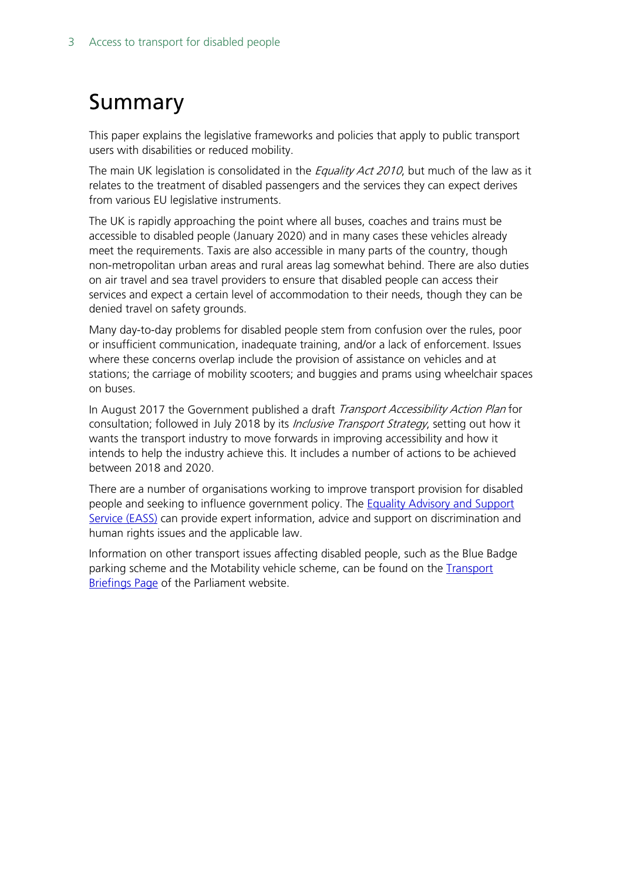# Summary

This paper explains the legislative frameworks and policies that apply to public transport users with disabilities or reduced mobility.

The main UK legislation is consolidated in the *Equality Act 2010*, but much of the law as it relates to the treatment of disabled passengers and the services they can expect derives from various EU legislative instruments.

The UK is rapidly approaching the point where all buses, coaches and trains must be accessible to disabled people (January 2020) and in many cases these vehicles already meet the requirements. Taxis are also accessible in many parts of the country, though non-metropolitan urban areas and rural areas lag somewhat behind. There are also duties on air travel and sea travel providers to ensure that disabled people can access their services and expect a certain level of accommodation to their needs, though they can be denied travel on safety grounds.

Many day-to-day problems for disabled people stem from confusion over the rules, poor or insufficient communication, inadequate training, and/or a lack of enforcement. Issues where these concerns overlap include the provision of assistance on vehicles and at stations; the carriage of mobility scooters; and buggies and prams using wheelchair spaces on buses.

In August 2017 the Government published a draft *Transport Accessibility Action Plan* for consultation; followed in July 2018 by its *Inclusive Transport Strategy*, setting out how it wants the transport industry to move forwards in improving accessibility and how it intends to help the industry achieve this. It includes a number of actions to be achieved between 2018 and 2020.

There are a number of organisations working to improve transport provision for disabled people and seeking to influence government policy. The Equality Advisory and Support Service (EASS) can provide expert information, advice and support on discrimination and human rights issues and the applicable law.

Information on other transport issues affecting disabled people, such as the Blue Badge parking scheme and the Motability vehicle scheme, can be found on the Transport Briefings Page of the Parliament website.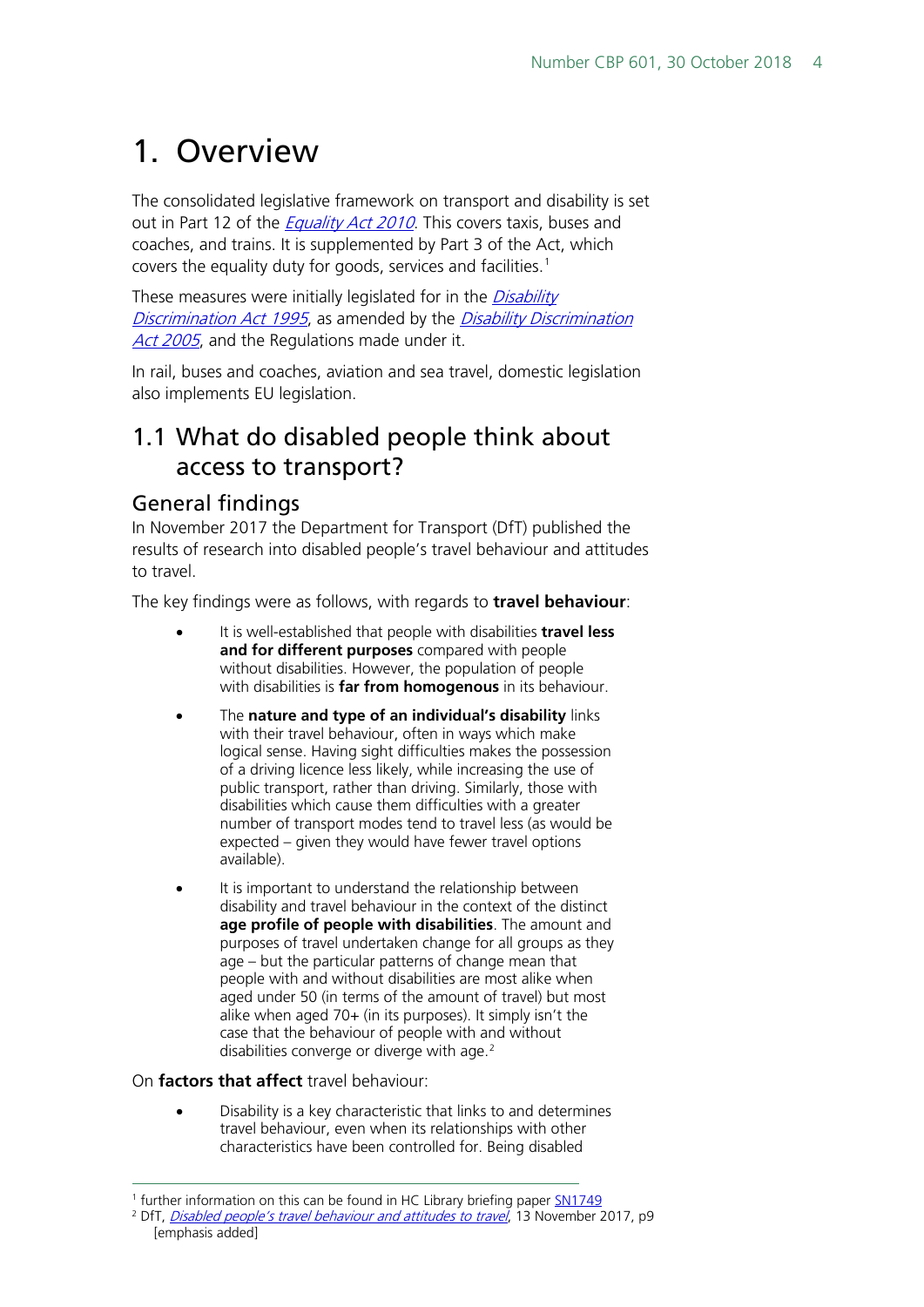# 1. Overview

The consolidated legislative framework on transport and disability is set out in Part 12 of the *Equality Act 2010*. This covers taxis, buses and coaches, and trains. It is supplemented by Part 3 of the Act, which covers the equality duty for goods, services and facilities.[1]

These measures were initially legislated for in the *Disability Discrimination Act 1995*, as amended by the *Disability Discrimination Act 2005*, and the Regulations made under it.

In rail, buses and coaches, aviation and sea travel, domestic legislation also implements EU legislation.

## 1.1 What do disabled people think about access to transport?

### General findings

In November 2017 the Department for Transport (DfT) published the results of research into disabled people's travel behaviour and attitudes to travel.

The key findings were as follows, with regards to **travel behaviour**:

- It is well-established that people with disabilities **travel less and for different purposes** compared with people without disabilities. However, the population of people with disabilities is **far from homogenous** in its behaviour.
- The **nature and type of an individual's disability** links with their travel behaviour, often in ways which make logical sense. Having sight difficulties makes the possession of a driving licence less likely, while increasing the use of public transport, rather than driving. Similarly, those with disabilities which cause them difficulties with a greater number of transport modes tend to travel less (as would be expected – given they would have fewer travel options available).
- It is important to understand the relationship between disability and travel behaviour in the context of the distinct **age profile of people with disabilities**. The amount and purposes of travel undertaken change for all groups as they age – but the particular patterns of change mean that people with and without disabilities are most alike when aged under 50 (in terms of the amount of travel) but most alike when aged 70+ (in its purposes). It simply isn't the case that the behaviour of people with and without disabilities converge or diverge with age.[2]

On **factors that affect** travel behaviour:

- Disability is a key characteristic that links to and determines travel behaviour, even when its relationships with other characteristics have been controlled for. Being disabled

---

[1] further information on this can be found in HC Library briefing paper SN1749

[2] DfT, *Disabled people's travel behaviour and attitudes to travel*, 13 November 2017, p9 [emphasis added]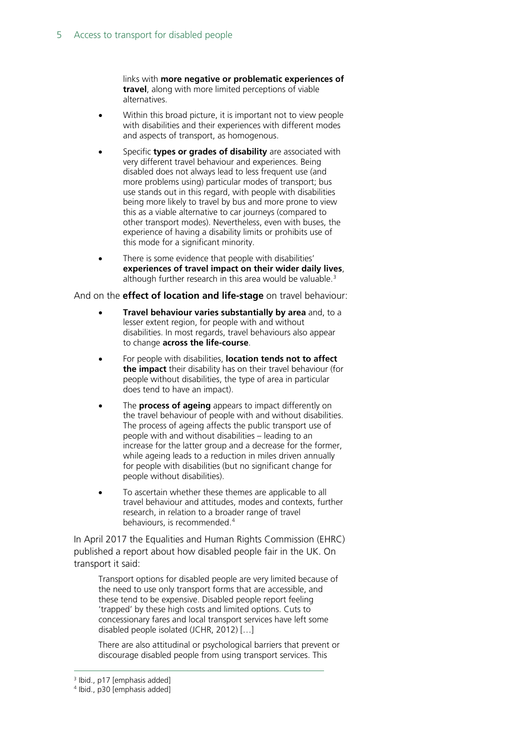links with **more negative or problematic experiences of travel**, along with more limited perceptions of viable alternatives.

- Within this broad picture, it is important not to view people with disabilities and their experiences with different modes and aspects of transport, as homogenous.
- Specific **types or grades of disability** are associated with very different travel behaviour and experiences. Being disabled does not always lead to less frequent use (and more problems using) particular modes of transport; bus use stands out in this regard, with people with disabilities being more likely to travel by bus and more prone to view this as a viable alternative to car journeys (compared to other transport modes). Nevertheless, even with buses, the experience of having a disability limits or prohibits use of this mode for a significant minority.
- There is some evidence that people with disabilities' **experiences of travel impact on their wider daily lives**, although further research in this area would be valuable.[3]

And on the **effect of location and life-stage** on travel behaviour:

- **Travel behaviour varies substantially by area** and, to a lesser extent region, for people with and without disabilities. In most regards, travel behaviours also appear to change **across the life-course**.
- For people with disabilities, **location tends not to affect the impact** their disability has on their travel behaviour (for people without disabilities, the type of area in particular does tend to have an impact).
- The **process of ageing** appears to impact differently on the travel behaviour of people with and without disabilities. The process of ageing affects the public transport use of people with and without disabilities – leading to an increase for the latter group and a decrease for the former, while ageing leads to a reduction in miles driven annually for people with disabilities (but no significant change for people without disabilities).
- To ascertain whether these themes are applicable to all travel behaviour and attitudes, modes and contexts, further research, in relation to a broader range of travel behaviours, is recommended.[4]

In April 2017 the Equalities and Human Rights Commission (EHRC) published a report about how disabled people fair in the UK. On transport it said:

> Transport options for disabled people are very limited because of the need to use only transport forms that are accessible, and these tend to be expensive. Disabled people report feeling 'trapped' by these high costs and limited options. Cuts to concessionary fares and local transport services have left some disabled people isolated (JCHR, 2012) […]
>
> There are also attitudinal or psychological barriers that prevent or discourage disabled people from using transport services. This

[3] Ibid., p17 [emphasis added]

[4] Ibid., p30 [emphasis added]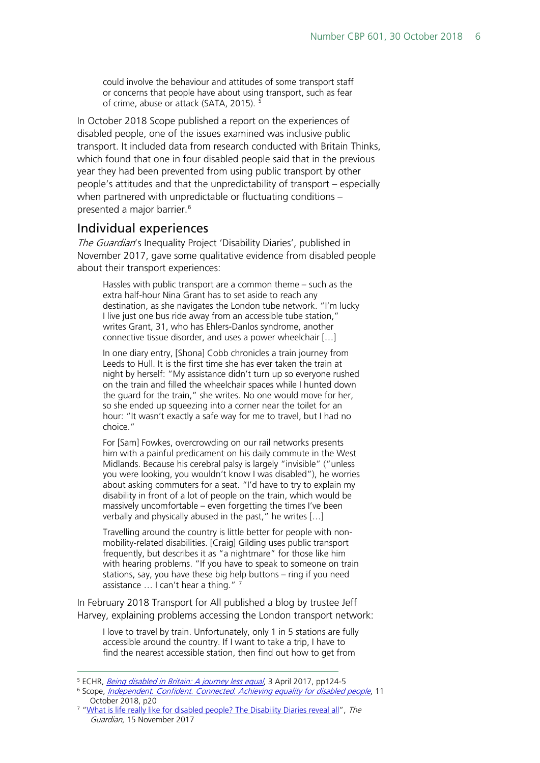> could involve the behaviour and attitudes of some transport staff or concerns that people have about using transport, such as fear of crime, abuse or attack (SATA, 2015). [5]

In October 2018 Scope published a report on the experiences of disabled people, one of the issues examined was inclusive public transport. It included data from research conducted with Britain Thinks, which found that one in four disabled people said that in the previous year they had been prevented from using public transport by other people's attitudes and that the unpredictability of transport – especially when partnered with unpredictable or fluctuating conditions – presented a major barrier.[6]

## Individual experiences

*The Guardian*'s Inequality Project 'Disability Diaries', published in November 2017, gave some qualitative evidence from disabled people about their transport experiences:

> Hassles with public transport are a common theme – such as the extra half-hour Nina Grant has to set aside to reach any destination, as she navigates the London tube network. "I'm lucky I live just one bus ride away from an accessible tube station," writes Grant, 31, who has Ehlers-Danlos syndrome, another connective tissue disorder, and uses a power wheelchair […]
>
> In one diary entry, [Shona] Cobb chronicles a train journey from Leeds to Hull. It is the first time she has ever taken the train at night by herself: "My assistance didn't turn up so everyone rushed on the train and filled the wheelchair spaces while I hunted down the guard for the train," she writes. No one would move for her, so she ended up squeezing into a corner near the toilet for an hour: "It wasn't exactly a safe way for me to travel, but I had no choice."
>
> For [Sam] Fowkes, overcrowding on our rail networks presents him with a painful predicament on his daily commute in the West Midlands. Because his cerebral palsy is largely "invisible" ("unless you were looking, you wouldn't know I was disabled"), he worries about asking commuters for a seat. "I'd have to try to explain my disability in front of a lot of people on the train, which would be massively uncomfortable – even forgetting the times I've been verbally and physically abused in the past," he writes […]
>
> Travelling around the country is little better for people with non-mobility-related disabilities. [Craig] Gilding uses public transport frequently, but describes it as "a nightmare" for those like him with hearing problems. "If you have to speak to someone on train stations, say, you have these big help buttons – ring if you need assistance … I can't hear a thing." [7]

In February 2018 Transport for All published a blog by trustee Jeff Harvey, explaining problems accessing the London transport network:

> I love to travel by train. Unfortunately, only 1 in 5 stations are fully accessible around the country. If I want to take a trip, I have to find the nearest accessible station, then find out how to get from

---

[5] ECHR, *Being disabled in Britain: A journey less equal*, 3 April 2017, pp124-5

[6] Scope, *Independent. Confident. Connected. Achieving equality for disabled people*, 11 October 2018, p20

[7] "What is life really like for disabled people? The Disability Diaries reveal all", *The Guardian*, 15 November 2017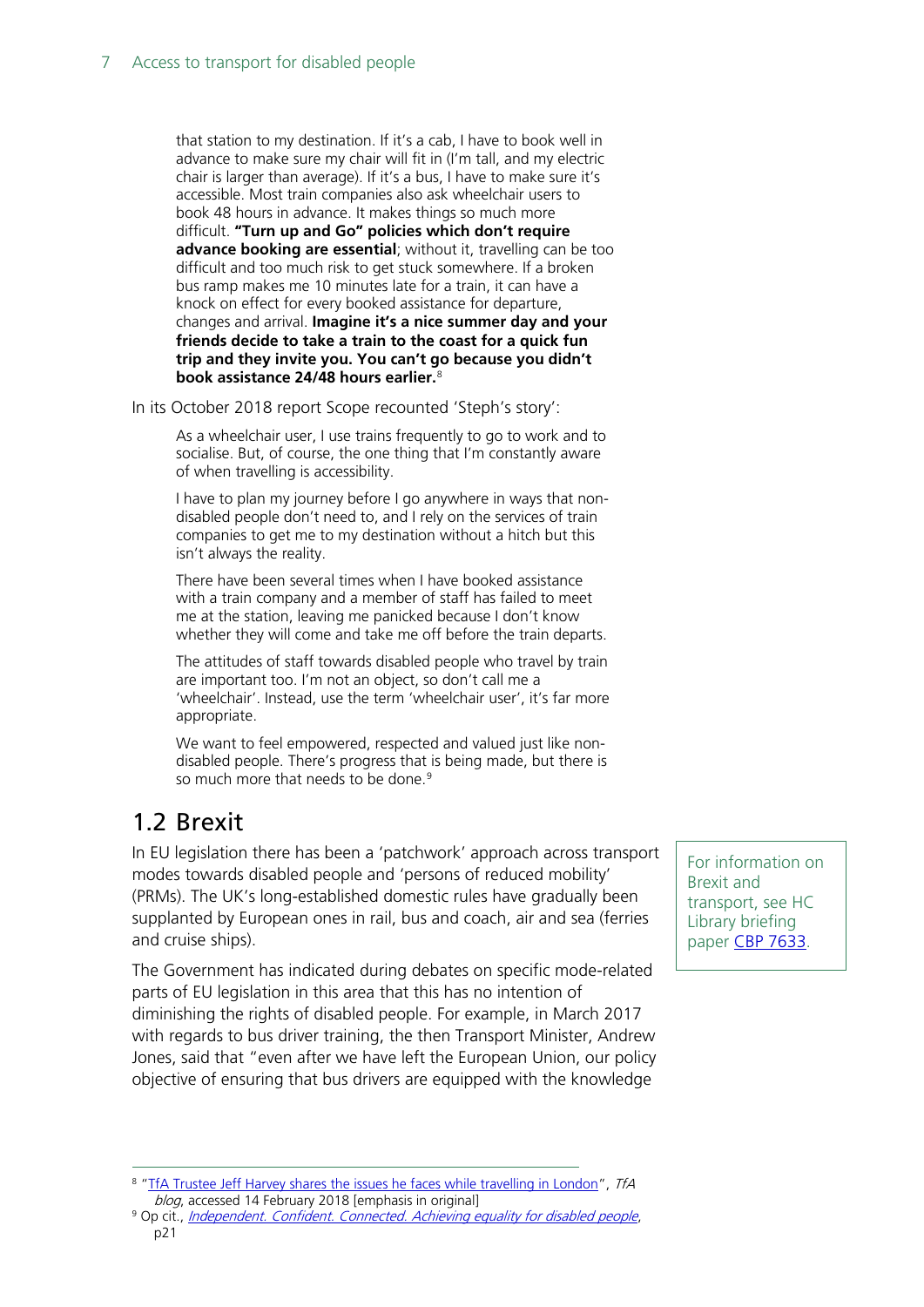> that station to my destination. If it's a cab, I have to book well in advance to make sure my chair will fit in (I'm tall, and my electric chair is larger than average). If it's a bus, I have to make sure it's accessible. Most train companies also ask wheelchair users to book 48 hours in advance. It makes things so much more difficult. **"Turn up and Go" policies which don't require advance booking are essential**; without it, travelling can be too difficult and too much risk to get stuck somewhere. If a broken bus ramp makes me 10 minutes late for a train, it can have a knock on effect for every booked assistance for departure, changes and arrival. **Imagine it's a nice summer day and your friends decide to take a train to the coast for a quick fun trip and they invite you. You can't go because you didn't book assistance 24/48 hours earlier.**[8]

In its October 2018 report Scope recounted 'Steph's story':

> As a wheelchair user, I use trains frequently to go to work and to socialise. But, of course, the one thing that I'm constantly aware of when travelling is accessibility.
>
> I have to plan my journey before I go anywhere in ways that non-disabled people don't need to, and I rely on the services of train companies to get me to my destination without a hitch but this isn't always the reality.
>
> There have been several times when I have booked assistance with a train company and a member of staff has failed to meet me at the station, leaving me panicked because I don't know whether they will come and take me off before the train departs.
>
> The attitudes of staff towards disabled people who travel by train are important too. I'm not an object, so don't call me a 'wheelchair'. Instead, use the term 'wheelchair user', it's far more appropriate.
>
> We want to feel empowered, respected and valued just like non-disabled people. There's progress that is being made, but there is so much more that needs to be done.[9]

## 1.2 Brexit

In EU legislation there has been a 'patchwork' approach across transport modes towards disabled people and 'persons of reduced mobility' (PRMs). The UK's long-established domestic rules have gradually been supplanted by European ones in rail, bus and coach, air and sea (ferries and cruise ships).

For information on Brexit and transport, see HC Library briefing paper CBP 7633.

The Government has indicated during debates on specific mode-related parts of EU legislation in this area that this has no intention of diminishing the rights of disabled people. For example, in March 2017 with regards to bus driver training, the then Transport Minister, Andrew Jones, said that "even after we have left the European Union, our policy objective of ensuring that bus drivers are equipped with the knowledge

---

[8] "TfA Trustee Jeff Harvey shares the issues he faces while travelling in London", *TfA blog*, accessed 14 February 2018 [emphasis in original]

[9] Op cit., *Independent. Confident. Connected. Achieving equality for disabled people*, p21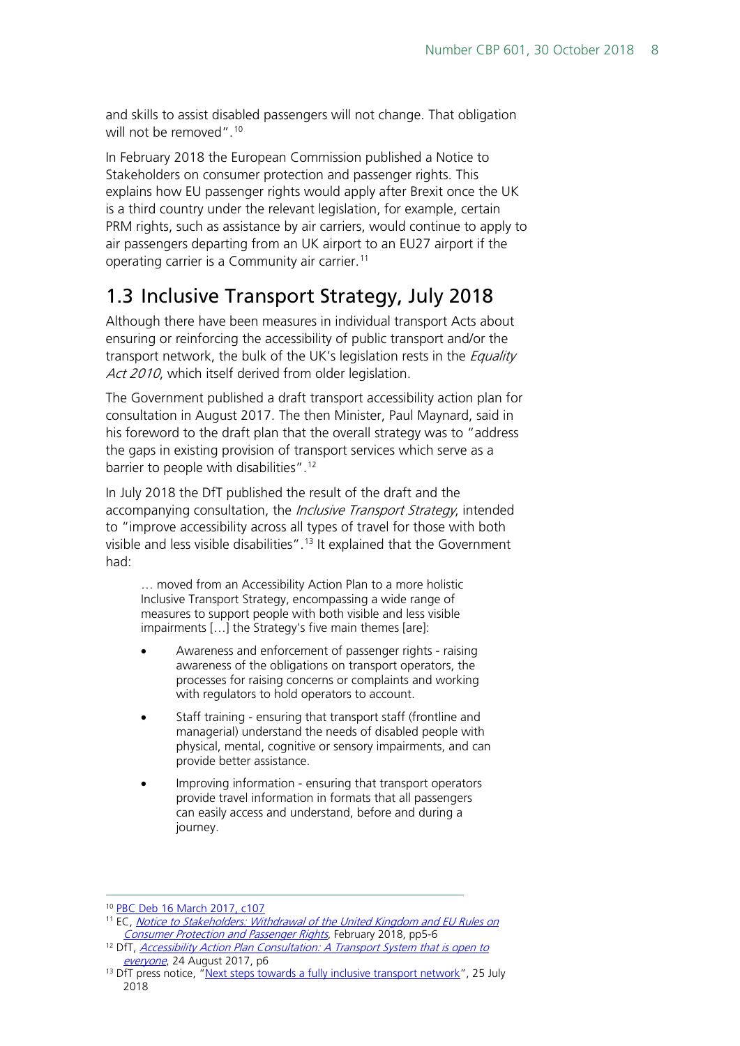and skills to assist disabled passengers will not change. That obligation will not be removed".[10]

In February 2018 the European Commission published a Notice to Stakeholders on consumer protection and passenger rights. This explains how EU passenger rights would apply after Brexit once the UK is a third country under the relevant legislation, for example, certain PRM rights, such as assistance by air carriers, would continue to apply to air passengers departing from an UK airport to an EU27 airport if the operating carrier is a Community air carrier.[11]

## 1.3 Inclusive Transport Strategy, July 2018

Although there have been measures in individual transport Acts about ensuring or reinforcing the accessibility of public transport and/or the transport network, the bulk of the UK's legislation rests in the *Equality Act 2010*, which itself derived from older legislation.

The Government published a draft transport accessibility action plan for consultation in August 2017. The then Minister, Paul Maynard, said in his foreword to the draft plan that the overall strategy was to "address the gaps in existing provision of transport services which serve as a barrier to people with disabilities".[12]

In July 2018 the DfT published the result of the draft and the accompanying consultation, the *Inclusive Transport Strategy*, intended to "improve accessibility across all types of travel for those with both visible and less visible disabilities".[13] It explained that the Government had:

> … moved from an Accessibility Action Plan to a more holistic Inclusive Transport Strategy, encompassing a wide range of measures to support people with both visible and less visible impairments […] the Strategy's five main themes [are]:
>
> - Awareness and enforcement of passenger rights - raising awareness of the obligations on transport operators, the processes for raising concerns or complaints and working with regulators to hold operators to account.
> - Staff training - ensuring that transport staff (frontline and managerial) understand the needs of disabled people with physical, mental, cognitive or sensory impairments, and can provide better assistance.
> - Improving information - ensuring that transport operators provide travel information in formats that all passengers can easily access and understand, before and during a journey.

---

[10] PBC Deb 16 March 2017, c107

[11] EC, *Notice to Stakeholders: Withdrawal of the United Kingdom and EU Rules on Consumer Protection and Passenger Rights*, February 2018, pp5-6

[12] DfT, *Accessibility Action Plan Consultation: A Transport System that is open to everyone*, 24 August 2017, p6

[13] DfT press notice, "Next steps towards a fully inclusive transport network", 25 July 2018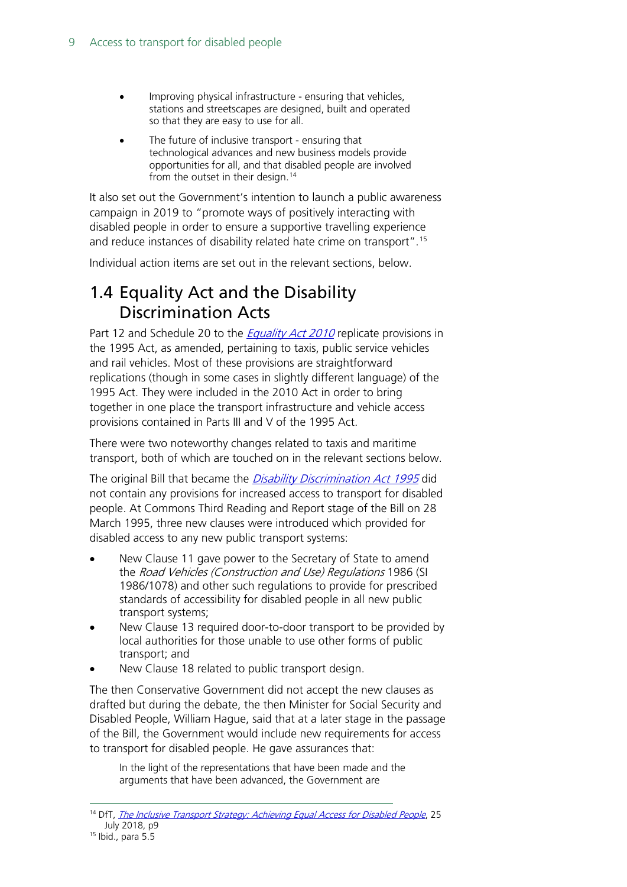- Improving physical infrastructure - ensuring that vehicles, stations and streetscapes are designed, built and operated so that they are easy to use for all.
- The future of inclusive transport - ensuring that technological advances and new business models provide opportunities for all, and that disabled people are involved from the outset in their design.[14]

It also set out the Government's intention to launch a public awareness campaign in 2019 to "promote ways of positively interacting with disabled people in order to ensure a supportive travelling experience and reduce instances of disability related hate crime on transport".[15]

Individual action items are set out in the relevant sections, below.

## 1.4 Equality Act and the Disability Discrimination Acts

Part 12 and Schedule 20 to the *Equality Act 2010* replicate provisions in the 1995 Act, as amended, pertaining to taxis, public service vehicles and rail vehicles. Most of these provisions are straightforward replications (though in some cases in slightly different language) of the 1995 Act. They were included in the 2010 Act in order to bring together in one place the transport infrastructure and vehicle access provisions contained in Parts III and V of the 1995 Act.

There were two noteworthy changes related to taxis and maritime transport, both of which are touched on in the relevant sections below.

The original Bill that became the *Disability Discrimination Act 1995* did not contain any provisions for increased access to transport for disabled people. At Commons Third Reading and Report stage of the Bill on 28 March 1995, three new clauses were introduced which provided for disabled access to any new public transport systems:

- New Clause 11 gave power to the Secretary of State to amend the *Road Vehicles (Construction and Use) Regulations* 1986 (SI 1986/1078) and other such regulations to provide for prescribed standards of accessibility for disabled people in all new public transport systems;
- New Clause 13 required door-to-door transport to be provided by local authorities for those unable to use other forms of public transport; and
- New Clause 18 related to public transport design.

The then Conservative Government did not accept the new clauses as drafted but during the debate, the then Minister for Social Security and Disabled People, William Hague, said that at a later stage in the passage of the Bill, the Government would include new requirements for access to transport for disabled people. He gave assurances that:

> In the light of the representations that have been made and the arguments that have been advanced, the Government are

---

[14] DfT, *The Inclusive Transport Strategy: Achieving Equal Access for Disabled People*, 25 July 2018, p9

[15] Ibid., para 5.5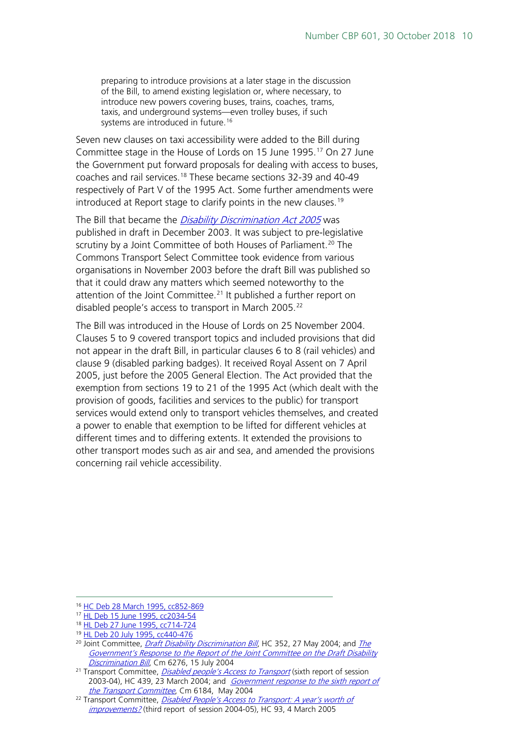> preparing to introduce provisions at a later stage in the discussion of the Bill, to amend existing legislation or, where necessary, to introduce new powers covering buses, trains, coaches, trams, taxis, and underground systems—even trolley buses, if such systems are introduced in future.[16]

Seven new clauses on taxi accessibility were added to the Bill during Committee stage in the House of Lords on 15 June 1995.[17] On 27 June the Government put forward proposals for dealing with access to buses, coaches and rail services.[18] These became sections 32-39 and 40-49 respectively of Part V of the 1995 Act. Some further amendments were introduced at Report stage to clarify points in the new clauses.[19]

The Bill that became the *Disability Discrimination Act 2005* was published in draft in December 2003. It was subject to pre-legislative scrutiny by a Joint Committee of both Houses of Parliament.[20] The Commons Transport Select Committee took evidence from various organisations in November 2003 before the draft Bill was published so that it could draw any matters which seemed noteworthy to the attention of the Joint Committee.[21] It published a further report on disabled people's access to transport in March 2005.[22]

The Bill was introduced in the House of Lords on 25 November 2004. Clauses 5 to 9 covered transport topics and included provisions that did not appear in the draft Bill, in particular clauses 6 to 8 (rail vehicles) and clause 9 (disabled parking badges). It received Royal Assent on 7 April 2005, just before the 2005 General Election. The Act provided that the exemption from sections 19 to 21 of the 1995 Act (which dealt with the provision of goods, facilities and services to the public) for transport services would extend only to transport vehicles themselves, and created a power to enable that exemption to be lifted for different vehicles at different times and to differing extents. It extended the provisions to other transport modes such as air and sea, and amended the provisions concerning rail vehicle accessibility.

---

[16] HC Deb 28 March 1995, cc852-869

[17] HL Deb 15 June 1995, cc2034-54

[18] HL Deb 27 June 1995, cc714-724

[19] HL Deb 20 July 1995, cc440-476

[20] Joint Committee, *Draft Disability Discrimination Bill*, HC 352, 27 May 2004; and *The Government's Response to the Report of the Joint Committee on the Draft Disability Discrimination Bill*, Cm 6276, 15 July 2004

[21] Transport Committee, *Disabled people's Access to Transport* (sixth report of session 2003-04), HC 439, 23 March 2004; and *Government response to the sixth report of the Transport Committee*, Cm 6184, May 2004

[22] Transport Committee, *Disabled People's Access to Transport: A year's worth of improvements?* (third report of session 2004-05), HC 93, 4 March 2005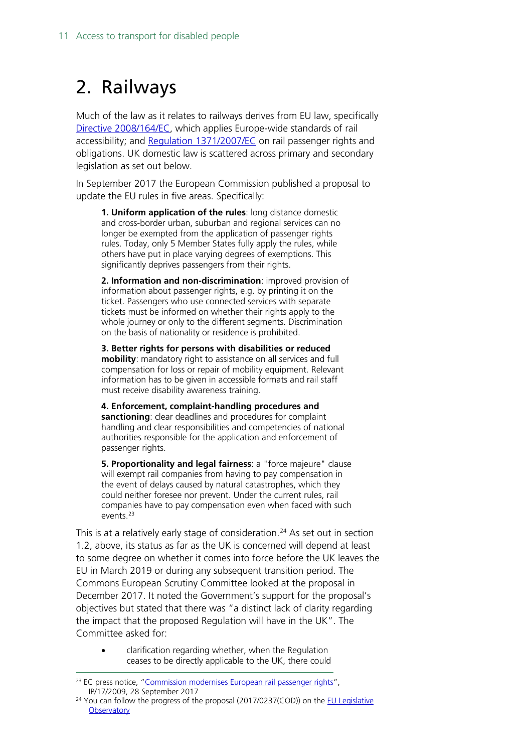# 2. Railways

Much of the law as it relates to railways derives from EU law, specifically Directive 2008/164/EC, which applies Europe-wide standards of rail accessibility; and Regulation 1371/2007/EC on rail passenger rights and obligations. UK domestic law is scattered across primary and secondary legislation as set out below.

In September 2017 the European Commission published a proposal to update the EU rules in five areas. Specifically:

> **1. Uniform application of the rules**: long distance domestic and cross-border urban, suburban and regional services can no longer be exempted from the application of passenger rights rules. Today, only 5 Member States fully apply the rules, while others have put in place varying degrees of exemptions. This significantly deprives passengers from their rights.
>
> **2. Information and non-discrimination**: improved provision of information about passenger rights, e.g. by printing it on the ticket. Passengers who use connected services with separate tickets must be informed on whether their rights apply to the whole journey or only to the different segments. Discrimination on the basis of nationality or residence is prohibited.
>
> **3. Better rights for persons with disabilities or reduced mobility**: mandatory right to assistance on all services and full compensation for loss or repair of mobility equipment. Relevant information has to be given in accessible formats and rail staff must receive disability awareness training.
>
> **4. Enforcement, complaint-handling procedures and sanctioning**: clear deadlines and procedures for complaint handling and clear responsibilities and competencies of national authorities responsible for the application and enforcement of passenger rights.
>
> **5. Proportionality and legal fairness**: a "force majeure" clause will exempt rail companies from having to pay compensation in the event of delays caused by natural catastrophes, which they could neither foresee nor prevent. Under the current rules, rail companies have to pay compensation even when faced with such events.[23]

This is at a relatively early stage of consideration.[24] As set out in section 1.2, above, its status as far as the UK is concerned will depend at least to some degree on whether it comes into force before the UK leaves the EU in March 2019 or during any subsequent transition period. The Commons European Scrutiny Committee looked at the proposal in December 2017. It noted the Government's support for the proposal's objectives but stated that there was "a distinct lack of clarity regarding the impact that the proposed Regulation will have in the UK". The Committee asked for:

- clarification regarding whether, when the Regulation ceases to be directly applicable to the UK, there could

---

[23] EC press notice, "Commission modernises European rail passenger rights", IP/17/2009, 28 September 2017

[24] You can follow the progress of the proposal (2017/0237(COD)) on the EU Legislative Observatory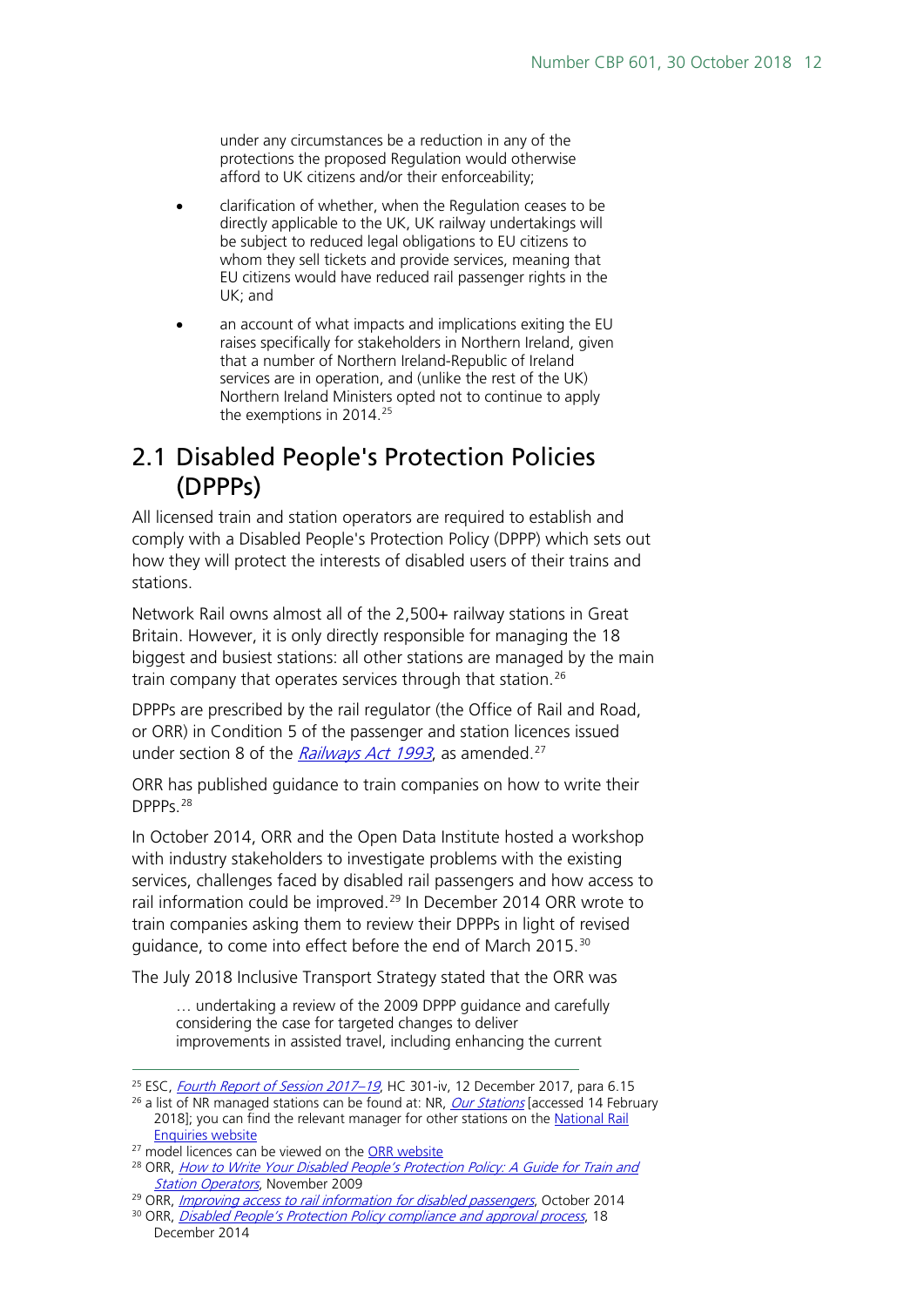under any circumstances be a reduction in any of the protections the proposed Regulation would otherwise afford to UK citizens and/or their enforceability;

- clarification of whether, when the Regulation ceases to be directly applicable to the UK, UK railway undertakings will be subject to reduced legal obligations to EU citizens to whom they sell tickets and provide services, meaning that EU citizens would have reduced rail passenger rights in the UK; and
- an account of what impacts and implications exiting the EU raises specifically for stakeholders in Northern Ireland, given that a number of Northern Ireland-Republic of Ireland services are in operation, and (unlike the rest of the UK) Northern Ireland Ministers opted not to continue to apply the exemptions in 2014.[25]

## 2.1 Disabled People's Protection Policies (DPPPs)

All licensed train and station operators are required to establish and comply with a Disabled People's Protection Policy (DPPP) which sets out how they will protect the interests of disabled users of their trains and stations.

Network Rail owns almost all of the 2,500+ railway stations in Great Britain. However, it is only directly responsible for managing the 18 biggest and busiest stations: all other stations are managed by the main train company that operates services through that station.[26]

DPPPs are prescribed by the rail regulator (the Office of Rail and Road, or ORR) in Condition 5 of the passenger and station licences issued under section 8 of the *Railways Act 1993*, as amended.[27]

ORR has published guidance to train companies on how to write their DPPPs.[28]

In October 2014, ORR and the Open Data Institute hosted a workshop with industry stakeholders to investigate problems with the existing services, challenges faced by disabled rail passengers and how access to rail information could be improved.[29] In December 2014 ORR wrote to train companies asking them to review their DPPPs in light of revised guidance, to come into effect before the end of March 2015.[30]

The July 2018 Inclusive Transport Strategy stated that the ORR was

> … undertaking a review of the 2009 DPPP guidance and carefully considering the case for targeted changes to deliver improvements in assisted travel, including enhancing the current

---

[25] ESC, *Fourth Report of Session 2017–19*, HC 301-iv, 12 December 2017, para 6.15

[26] a list of NR managed stations can be found at: NR, *Our Stations* [accessed 14 February 2018]; you can find the relevant manager for other stations on the National Rail Enquiries website

[27] model licences can be viewed on the ORR website

[28] ORR, *How to Write Your Disabled People's Protection Policy: A Guide for Train and Station Operators*, November 2009

[29] ORR, *Improving access to rail information for disabled passengers*, October 2014

[30] ORR, *Disabled People's Protection Policy compliance and approval process*, 18 December 2014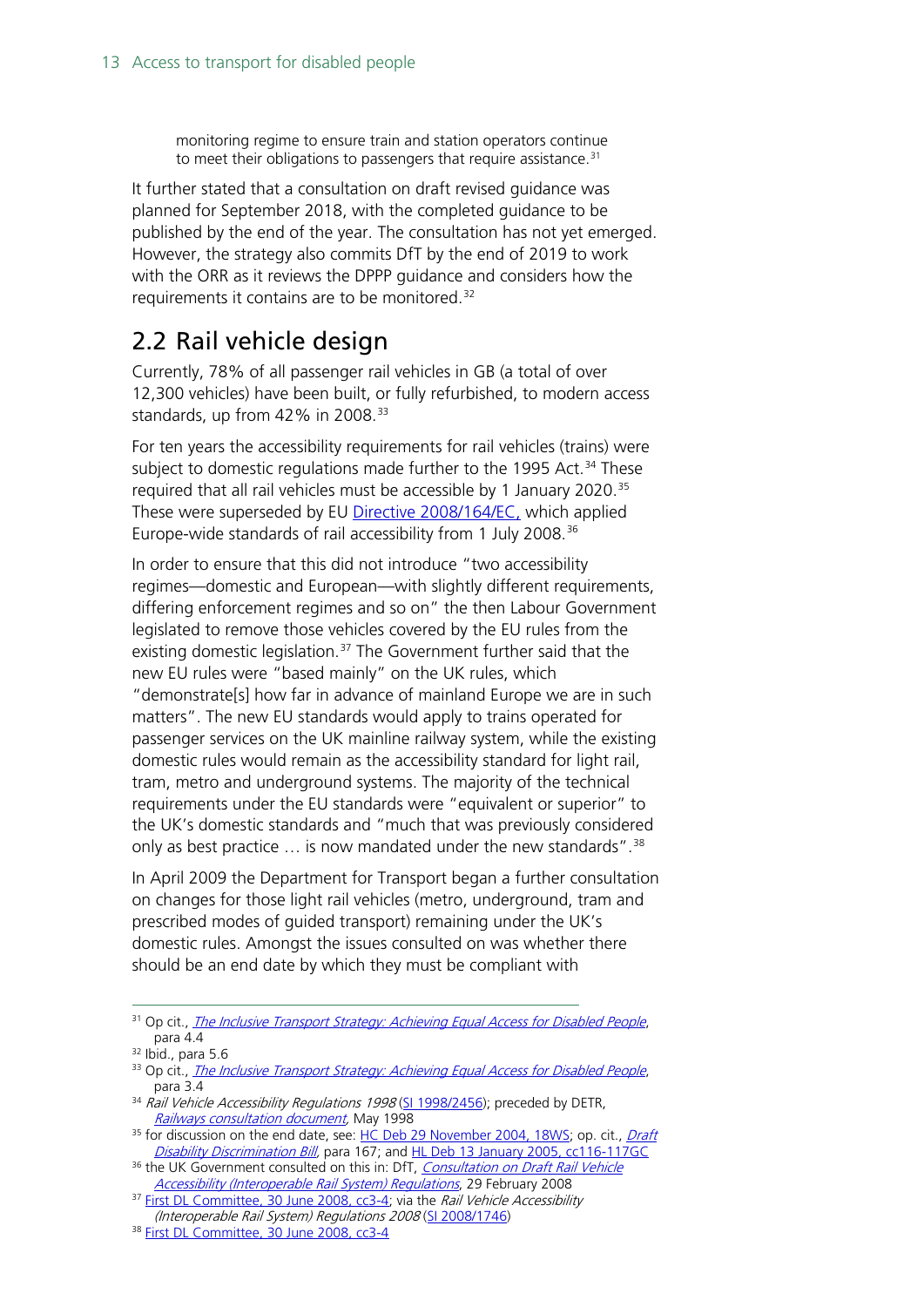> monitoring regime to ensure train and station operators continue to meet their obligations to passengers that require assistance.[31]

It further stated that a consultation on draft revised guidance was planned for September 2018, with the completed guidance to be published by the end of the year. The consultation has not yet emerged. However, the strategy also commits DfT by the end of 2019 to work with the ORR as it reviews the DPPP guidance and considers how the requirements it contains are to be monitored.[32]

## 2.2 Rail vehicle design

Currently, 78% of all passenger rail vehicles in GB (a total of over 12,300 vehicles) have been built, or fully refurbished, to modern access standards, up from 42% in 2008.[33]

For ten years the accessibility requirements for rail vehicles (trains) were subject to domestic regulations made further to the 1995 Act.[34] These required that all rail vehicles must be accessible by 1 January 2020.[35] These were superseded by EU Directive 2008/164/EC, which applied Europe-wide standards of rail accessibility from 1 July 2008.[36]

In order to ensure that this did not introduce "two accessibility regimes—domestic and European—with slightly different requirements, differing enforcement regimes and so on" the then Labour Government legislated to remove those vehicles covered by the EU rules from the existing domestic legislation.[37] The Government further said that the new EU rules were "based mainly" on the UK rules, which "demonstrate[s] how far in advance of mainland Europe we are in such matters". The new EU standards would apply to trains operated for passenger services on the UK mainline railway system, while the existing domestic rules would remain as the accessibility standard for light rail, tram, metro and underground systems. The majority of the technical requirements under the EU standards were "equivalent or superior" to the UK's domestic standards and "much that was previously considered only as best practice … is now mandated under the new standards".[38]

In April 2009 the Department for Transport began a further consultation on changes for those light rail vehicles (metro, underground, tram and prescribed modes of guided transport) remaining under the UK's domestic rules. Amongst the issues consulted on was whether there should be an end date by which they must be compliant with

---

[31] Op cit., *The Inclusive Transport Strategy: Achieving Equal Access for Disabled People*, para 4.4

[32] Ibid., para 5.6

[33] Op cit., *The Inclusive Transport Strategy: Achieving Equal Access for Disabled People*, para 3.4

[34] *Rail Vehicle Accessibility Regulations 1998* (SI 1998/2456); preceded by DETR, *Railways consultation document*, May 1998

[35] for discussion on the end date, see: HC Deb 29 November 2004, 18WS; op. cit., *Draft Disability Discrimination Bill*, para 167; and HL Deb 13 January 2005, cc116-117GC

[36] the UK Government consulted on this in: DfT, *Consultation on Draft Rail Vehicle Accessibility (Interoperable Rail System) Regulations*, 29 February 2008

[37] First DL Committee, 30 June 2008, cc3-4; via the *Rail Vehicle Accessibility (Interoperable Rail System) Regulations 2008* (SI 2008/1746)

[38] First DL Committee, 30 June 2008, cc3-4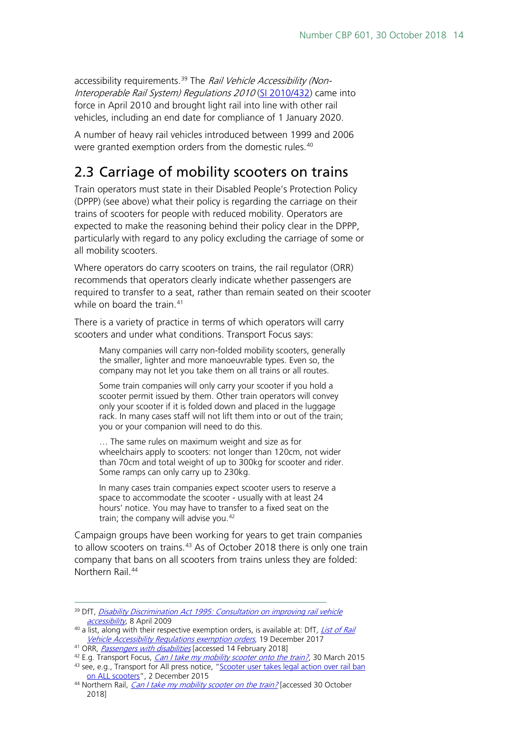accessibility requirements.[39] The *Rail Vehicle Accessibility (Non-Interoperable Rail System) Regulations 2010* (SI 2010/432) came into force in April 2010 and brought light rail into line with other rail vehicles, including an end date for compliance of 1 January 2020.

A number of heavy rail vehicles introduced between 1999 and 2006 were granted exemption orders from the domestic rules.[40]

## 2.3 Carriage of mobility scooters on trains

Train operators must state in their Disabled People's Protection Policy (DPPP) (see above) what their policy is regarding the carriage on their trains of scooters for people with reduced mobility. Operators are expected to make the reasoning behind their policy clear in the DPPP, particularly with regard to any policy excluding the carriage of some or all mobility scooters.

Where operators do carry scooters on trains, the rail regulator (ORR) recommends that operators clearly indicate whether passengers are required to transfer to a seat, rather than remain seated on their scooter while on board the train.[41]

There is a variety of practice in terms of which operators will carry scooters and under what conditions. Transport Focus says:

> Many companies will carry non-folded mobility scooters, generally the smaller, lighter and more manoeuvrable types. Even so, the company may not let you take them on all trains or all routes.
>
> Some train companies will only carry your scooter if you hold a scooter permit issued by them. Other train operators will convey only your scooter if it is folded down and placed in the luggage rack. In many cases staff will not lift them into or out of the train; you or your companion will need to do this.
>
> … The same rules on maximum weight and size as for wheelchairs apply to scooters: not longer than 120cm, not wider than 70cm and total weight of up to 300kg for scooter and rider. Some ramps can only carry up to 230kg.
>
> In many cases train companies expect scooter users to reserve a space to accommodate the scooter - usually with at least 24 hours' notice. You may have to transfer to a fixed seat on the train; the company will advise you.[42]

Campaign groups have been working for years to get train companies to allow scooters on trains.[43] As of October 2018 there is only one train company that bans on all scooters from trains unless they are folded: Northern Rail.[44]

---

[39] DfT, *Disability Discrimination Act 1995: Consultation on improving rail vehicle accessibility*, 8 April 2009

[40] a list, along with their respective exemption orders, is available at: DfT, *List of Rail Vehicle Accessibility Regulations exemption orders*, 19 December 2017

[41] ORR, *Passengers with disabilities* [accessed 14 February 2018]

[42] E.g. Transport Focus, *Can I take my mobility scooter onto the train?*, 30 March 2015

[43] see, e.g., Transport for All press notice, "Scooter user takes legal action over rail ban on ALL scooters", 2 December 2015

[44] Northern Rail, *Can I take my mobility scooter on the train?* [accessed 30 October 2018]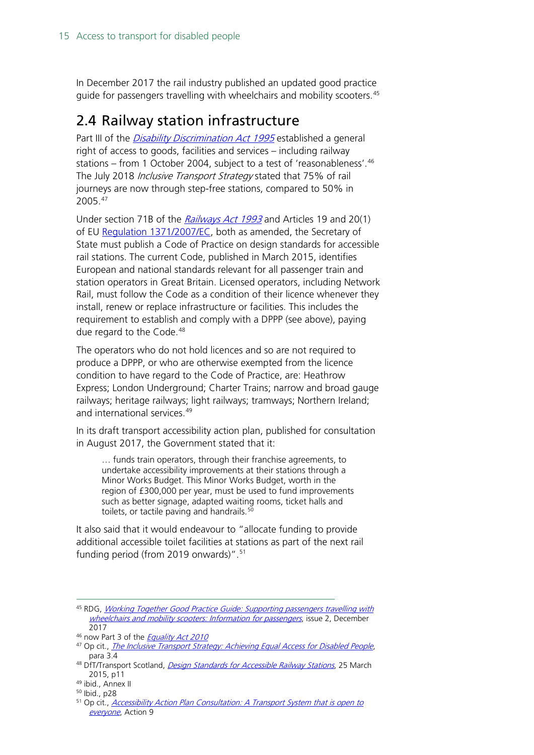In December 2017 the rail industry published an updated good practice guide for passengers travelling with wheelchairs and mobility scooters.[45]

## 2.4 Railway station infrastructure

Part III of the *Disability Discrimination Act 1995* established a general right of access to goods, facilities and services – including railway stations – from 1 October 2004, subject to a test of 'reasonableness'.[46] The July 2018 *Inclusive Transport Strategy* stated that 75% of rail journeys are now through step-free stations, compared to 50% in 2005.[47]

Under section 71B of the *Railways Act 1993* and Articles 19 and 20(1) of EU Regulation 1371/2007/EC, both as amended, the Secretary of State must publish a Code of Practice on design standards for accessible rail stations. The current Code, published in March 2015, identifies European and national standards relevant for all passenger train and station operators in Great Britain. Licensed operators, including Network Rail, must follow the Code as a condition of their licence whenever they install, renew or replace infrastructure or facilities. This includes the requirement to establish and comply with a DPPP (see above), paying due regard to the Code.[48]

The operators who do not hold licences and so are not required to produce a DPPP, or who are otherwise exempted from the licence condition to have regard to the Code of Practice, are: Heathrow Express; London Underground; Charter Trains; narrow and broad gauge railways; heritage railways; light railways; tramways; Northern Ireland; and international services.[49]

In its draft transport accessibility action plan, published for consultation in August 2017, the Government stated that it:

> … funds train operators, through their franchise agreements, to undertake accessibility improvements at their stations through a Minor Works Budget. This Minor Works Budget, worth in the region of £300,000 per year, must be used to fund improvements such as better signage, adapted waiting rooms, ticket halls and toilets, or tactile paving and handrails.[50]

It also said that it would endeavour to "allocate funding to provide additional accessible toilet facilities at stations as part of the next rail funding period (from 2019 onwards)".[51]

---

[45] RDG, *Working Together Good Practice Guide: Supporting passengers travelling with wheelchairs and mobility scooters: Information for passengers*, issue 2, December 2017

[46] now Part 3 of the *Equality Act 2010*

[47] Op cit., *The Inclusive Transport Strategy: Achieving Equal Access for Disabled People*, para 3.4

[48] DfT/Transport Scotland, *Design Standards for Accessible Railway Stations*, 25 March 2015, p11

[49] ibid., Annex II

[50] Ibid., p28

[51] Op cit., *Accessibility Action Plan Consultation: A Transport System that is open to everyone*, Action 9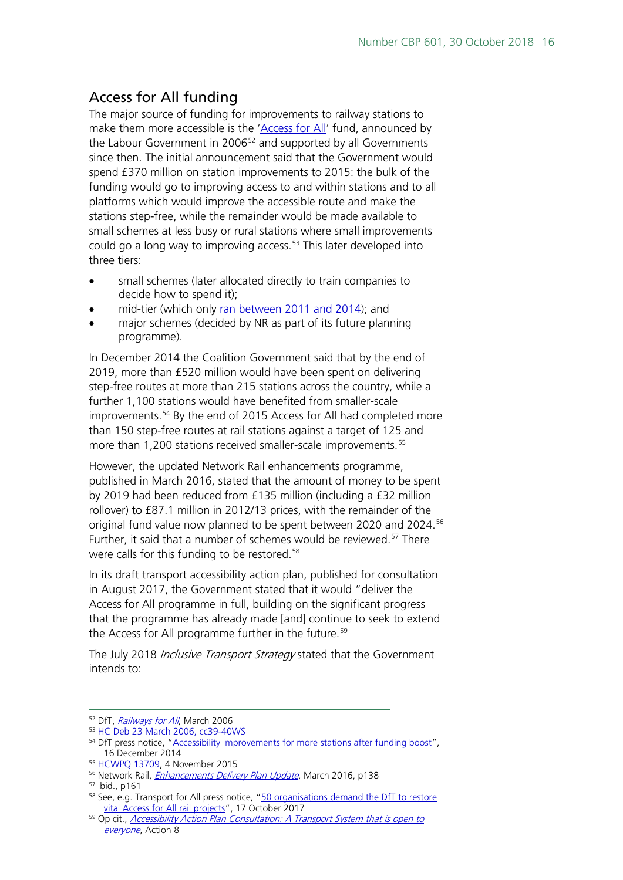## Access for All funding

The major source of funding for improvements to railway stations to make them more accessible is the 'Access for All' fund, announced by the Labour Government in 2006[52] and supported by all Governments since then. The initial announcement said that the Government would spend £370 million on station improvements to 2015: the bulk of the funding would go to improving access to and within stations and to all platforms which would improve the accessible route and make the stations step-free, while the remainder would be made available to small schemes at less busy or rural stations where small improvements could go a long way to improving access.[53] This later developed into three tiers:

- small schemes (later allocated directly to train companies to decide how to spend it);
- mid-tier (which only ran between 2011 and 2014); and
- major schemes (decided by NR as part of its future planning programme).

In December 2014 the Coalition Government said that by the end of 2019, more than £520 million would have been spent on delivering step-free routes at more than 215 stations across the country, while a further 1,100 stations would have benefited from smaller-scale improvements.[54] By the end of 2015 Access for All had completed more than 150 step-free routes at rail stations against a target of 125 and more than 1,200 stations received smaller-scale improvements.[55]

However, the updated Network Rail enhancements programme, published in March 2016, stated that the amount of money to be spent by 2019 had been reduced from £135 million (including a £32 million rollover) to £87.1 million in 2012/13 prices, with the remainder of the original fund value now planned to be spent between 2020 and 2024.[56] Further, it said that a number of schemes would be reviewed.[57] There were calls for this funding to be restored.[58]

In its draft transport accessibility action plan, published for consultation in August 2017, the Government stated that it would "deliver the Access for All programme in full, building on the significant progress that the programme has already made [and] continue to seek to extend the Access for All programme further in the future.[59]

The July 2018 *Inclusive Transport Strategy* stated that the Government intends to:

---

[52] DfT, *Railways for All*, March 2006

[53] HC Deb 23 March 2006, cc39-40WS

[54] DfT press notice, "Accessibility improvements for more stations after funding boost", 16 December 2014

[55] HCWPQ 13709, 4 November 2015

[56] Network Rail, *Enhancements Delivery Plan Update*, March 2016, p138

[57] ibid., p161

[58] See, e.g. Transport for All press notice, "50 organisations demand the DfT to restore vital Access for All rail projects", 17 October 2017

[59] Op cit., *Accessibility Action Plan Consultation: A Transport System that is open to everyone*, Action 8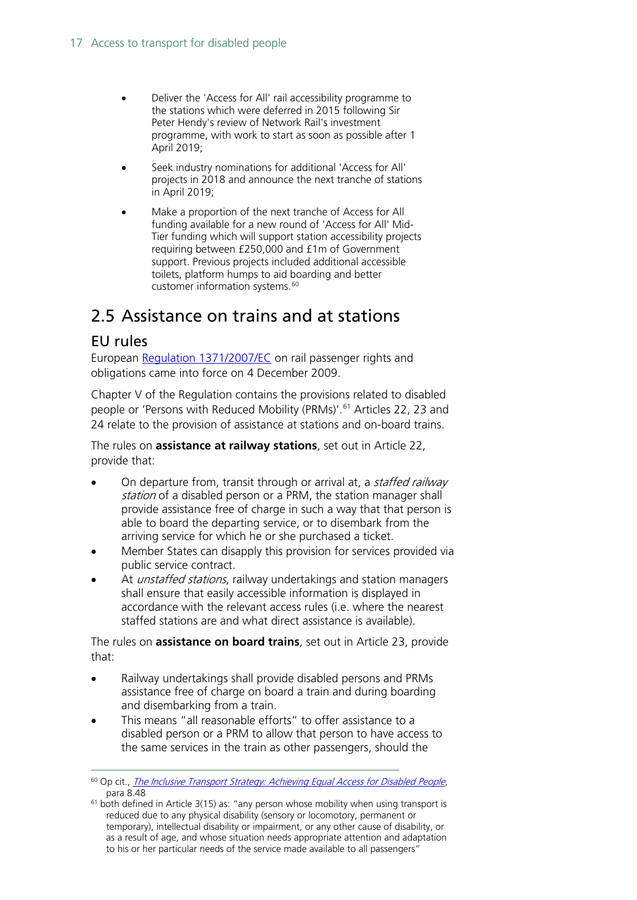- Deliver the 'Access for All' rail accessibility programme to the stations which were deferred in 2015 following Sir Peter Hendy's review of Network Rail's investment programme, with work to start as soon as possible after 1 April 2019;
- Seek industry nominations for additional 'Access for All' projects in 2018 and announce the next tranche of stations in April 2019;
- Make a proportion of the next tranche of Access for All funding available for a new round of 'Access for All' Mid-Tier funding which will support station accessibility projects requiring between £250,000 and £1m of Government support. Previous projects included additional accessible toilets, platform humps to aid boarding and better customer information systems.[60]

## 2.5 Assistance on trains and at stations

### EU rules

European Regulation 1371/2007/EC on rail passenger rights and obligations came into force on 4 December 2009.

Chapter V of the Regulation contains the provisions related to disabled people or 'Persons with Reduced Mobility (PRMs)'.[61] Articles 22, 23 and 24 relate to the provision of assistance at stations and on-board trains.

The rules on **assistance at railway stations**, set out in Article 22, provide that:

- On departure from, transit through or arrival at, a *staffed railway station* of a disabled person or a PRM, the station manager shall provide assistance free of charge in such a way that that person is able to board the departing service, or to disembark from the arriving service for which he or she purchased a ticket.
- Member States can disapply this provision for services provided via public service contract.
- At *unstaffed stations*, railway undertakings and station managers shall ensure that easily accessible information is displayed in accordance with the relevant access rules (i.e. where the nearest staffed stations are and what direct assistance is available).

The rules on **assistance on board trains**, set out in Article 23, provide that:

- Railway undertakings shall provide disabled persons and PRMs assistance free of charge on board a train and during boarding and disembarking from a train.
- This means "all reasonable efforts" to offer assistance to a disabled person or a PRM to allow that person to have access to the same services in the train as other passengers, should the

---

[60] Op cit., *The Inclusive Transport Strategy: Achieving Equal Access for Disabled People*, para 8.48

[61] both defined in Article 3(15) as: "any person whose mobility when using transport is reduced due to any physical disability (sensory or locomotory, permanent or temporary), intellectual disability or impairment, or any other cause of disability, or as a result of age, and whose situation needs appropriate attention and adaptation to his or her particular needs of the service made available to all passengers"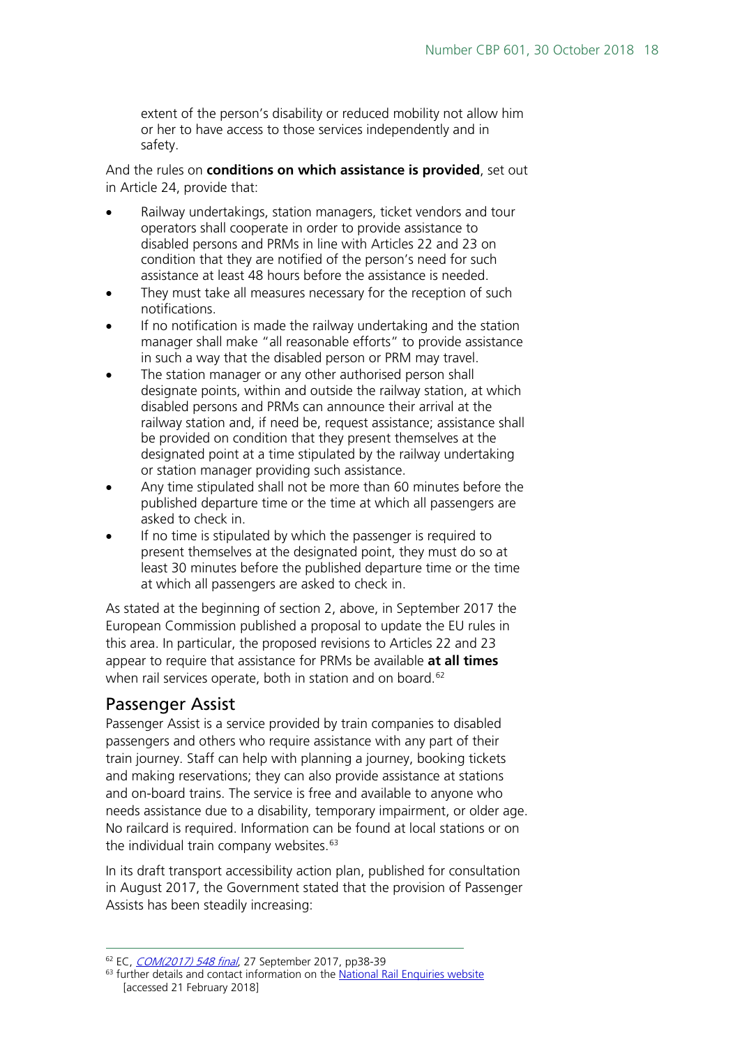extent of the person's disability or reduced mobility not allow him or her to have access to those services independently and in safety.

And the rules on **conditions on which assistance is provided**, set out in Article 24, provide that:

- Railway undertakings, station managers, ticket vendors and tour operators shall cooperate in order to provide assistance to disabled persons and PRMs in line with Articles 22 and 23 on condition that they are notified of the person's need for such assistance at least 48 hours before the assistance is needed.
- They must take all measures necessary for the reception of such notifications.
- If no notification is made the railway undertaking and the station manager shall make "all reasonable efforts" to provide assistance in such a way that the disabled person or PRM may travel.
- The station manager or any other authorised person shall designate points, within and outside the railway station, at which disabled persons and PRMs can announce their arrival at the railway station and, if need be, request assistance; assistance shall be provided on condition that they present themselves at the designated point at a time stipulated by the railway undertaking or station manager providing such assistance.
- Any time stipulated shall not be more than 60 minutes before the published departure time or the time at which all passengers are asked to check in.
- If no time is stipulated by which the passenger is required to present themselves at the designated point, they must do so at least 30 minutes before the published departure time or the time at which all passengers are asked to check in.

As stated at the beginning of section 2, above, in September 2017 the European Commission published a proposal to update the EU rules in this area. In particular, the proposed revisions to Articles 22 and 23 appear to require that assistance for PRMs be available **at all times** when rail services operate, both in station and on board.[62]

## Passenger Assist

Passenger Assist is a service provided by train companies to disabled passengers and others who require assistance with any part of their train journey. Staff can help with planning a journey, booking tickets and making reservations; they can also provide assistance at stations and on-board trains. The service is free and available to anyone who needs assistance due to a disability, temporary impairment, or older age. No railcard is required. Information can be found at local stations or on the individual train company websites.[63]

In its draft transport accessibility action plan, published for consultation in August 2017, the Government stated that the provision of Passenger Assists has been steadily increasing:

---

[62] EC, *COM(2017) 548 final*, 27 September 2017, pp38-39

[63] further details and contact information on the National Rail Enquiries website [accessed 21 February 2018]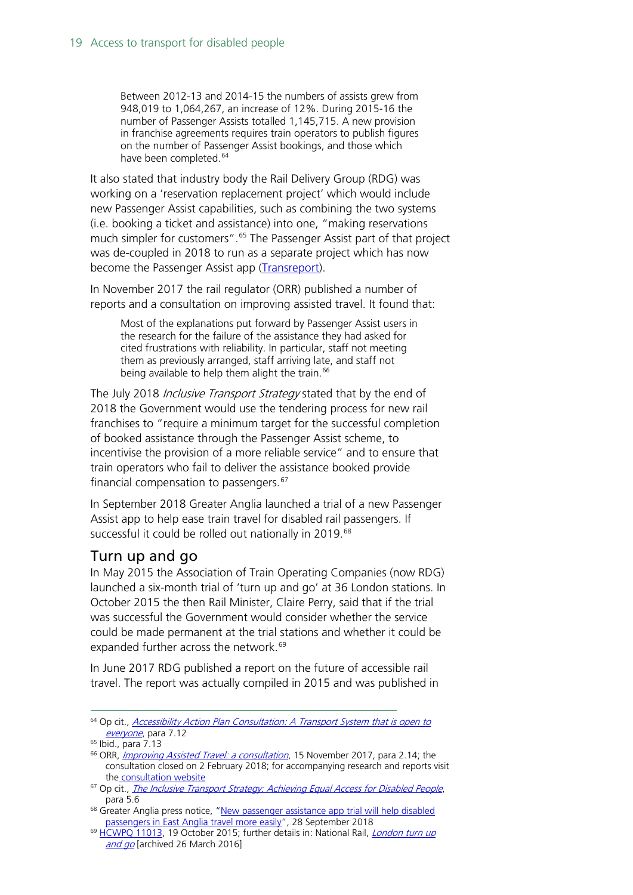> Between 2012-13 and 2014-15 the numbers of assists grew from 948,019 to 1,064,267, an increase of 12%. During 2015-16 the number of Passenger Assists totalled 1,145,715. A new provision in franchise agreements requires train operators to publish figures on the number of Passenger Assist bookings, and those which have been completed.[64]

It also stated that industry body the Rail Delivery Group (RDG) was working on a 'reservation replacement project' which would include new Passenger Assist capabilities, such as combining the two systems (i.e. booking a ticket and assistance) into one, "making reservations much simpler for customers".[65] The Passenger Assist part of that project was de-coupled in 2018 to run as a separate project which has now become the Passenger Assist app (Transreport).

In November 2017 the rail regulator (ORR) published a number of reports and a consultation on improving assisted travel. It found that:

> Most of the explanations put forward by Passenger Assist users in the research for the failure of the assistance they had asked for cited frustrations with reliability. In particular, staff not meeting them as previously arranged, staff arriving late, and staff not being available to help them alight the train.[66]

The July 2018 *Inclusive Transport Strategy* stated that by the end of 2018 the Government would use the tendering process for new rail franchises to "require a minimum target for the successful completion of booked assistance through the Passenger Assist scheme, to incentivise the provision of a more reliable service" and to ensure that train operators who fail to deliver the assistance booked provide financial compensation to passengers.[67]

In September 2018 Greater Anglia launched a trial of a new Passenger Assist app to help ease train travel for disabled rail passengers. If successful it could be rolled out nationally in 2019.[68]

## Turn up and go

In May 2015 the Association of Train Operating Companies (now RDG) launched a six-month trial of 'turn up and go' at 36 London stations. In October 2015 the then Rail Minister, Claire Perry, said that if the trial was successful the Government would consider whether the service could be made permanent at the trial stations and whether it could be expanded further across the network.[69]

In June 2017 RDG published a report on the future of accessible rail travel. The report was actually compiled in 2015 and was published in

---

[64] Op cit., *Accessibility Action Plan Consultation: A Transport System that is open to everyone*, para 7.12

[65] Ibid., para 7.13

[66] ORR, *Improving Assisted Travel: a consultation*, 15 November 2017, para 2.14; the consultation closed on 2 February 2018; for accompanying research and reports visit the consultation website

[67] Op cit., *The Inclusive Transport Strategy: Achieving Equal Access for Disabled People*, para 5.6

[68] Greater Anglia press notice, "New passenger assistance app trial will help disabled passengers in East Anglia travel more easily", 28 September 2018

[69] HCWPQ 11013, 19 October 2015; further details in: National Rail, *London turn up and go* [archived 26 March 2016]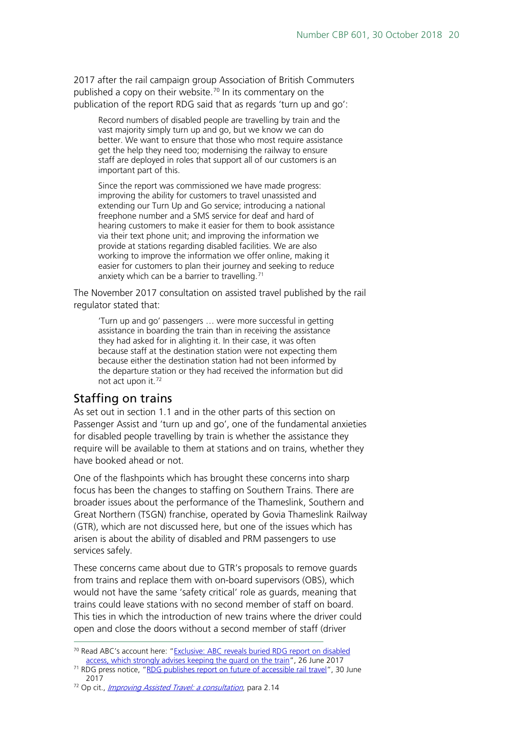2017 after the rail campaign group Association of British Commuters published a copy on their website.[70] In its commentary on the publication of the report RDG said that as regards 'turn up and go':

> Record numbers of disabled people are travelling by train and the vast majority simply turn up and go, but we know we can do better. We want to ensure that those who most require assistance get the help they need too; modernising the railway to ensure staff are deployed in roles that support all of our customers is an important part of this.
>
> Since the report was commissioned we have made progress: improving the ability for customers to travel unassisted and extending our Turn Up and Go service; introducing a national freephone number and a SMS service for deaf and hard of hearing customers to make it easier for them to book assistance via their text phone unit; and improving the information we provide at stations regarding disabled facilities. We are also working to improve the information we offer online, making it easier for customers to plan their journey and seeking to reduce anxiety which can be a barrier to travelling.[71]

The November 2017 consultation on assisted travel published by the rail regulator stated that:

> 'Turn up and go' passengers … were more successful in getting assistance in boarding the train than in receiving the assistance they had asked for in alighting it. In their case, it was often because staff at the destination station were not expecting them because either the destination station had not been informed by the departure station or they had received the information but did not act upon it.[72]

## Staffing on trains

As set out in section 1.1 and in the other parts of this section on Passenger Assist and 'turn up and go', one of the fundamental anxieties for disabled people travelling by train is whether the assistance they require will be available to them at stations and on trains, whether they have booked ahead or not.

One of the flashpoints which has brought these concerns into sharp focus has been the changes to staffing on Southern Trains. There are broader issues about the performance of the Thameslink, Southern and Great Northern (TSGN) franchise, operated by Govia Thameslink Railway (GTR), which are not discussed here, but one of the issues which has arisen is about the ability of disabled and PRM passengers to use services safely.

These concerns came about due to GTR's proposals to remove guards from trains and replace them with on-board supervisors (OBS), which would not have the same 'safety critical' role as guards, meaning that trains could leave stations with no second member of staff on board. This ties in which the introduction of new trains where the driver could open and close the doors without a second member of staff (driver

---

[70] Read ABC's account here: "Exclusive: ABC reveals buried RDG report on disabled access, which strongly advises keeping the guard on the train", 26 June 2017

[71] RDG press notice, "RDG publishes report on future of accessible rail travel", 30 June 2017

[72] Op cit., *Improving Assisted Travel: a consultation*, para 2.14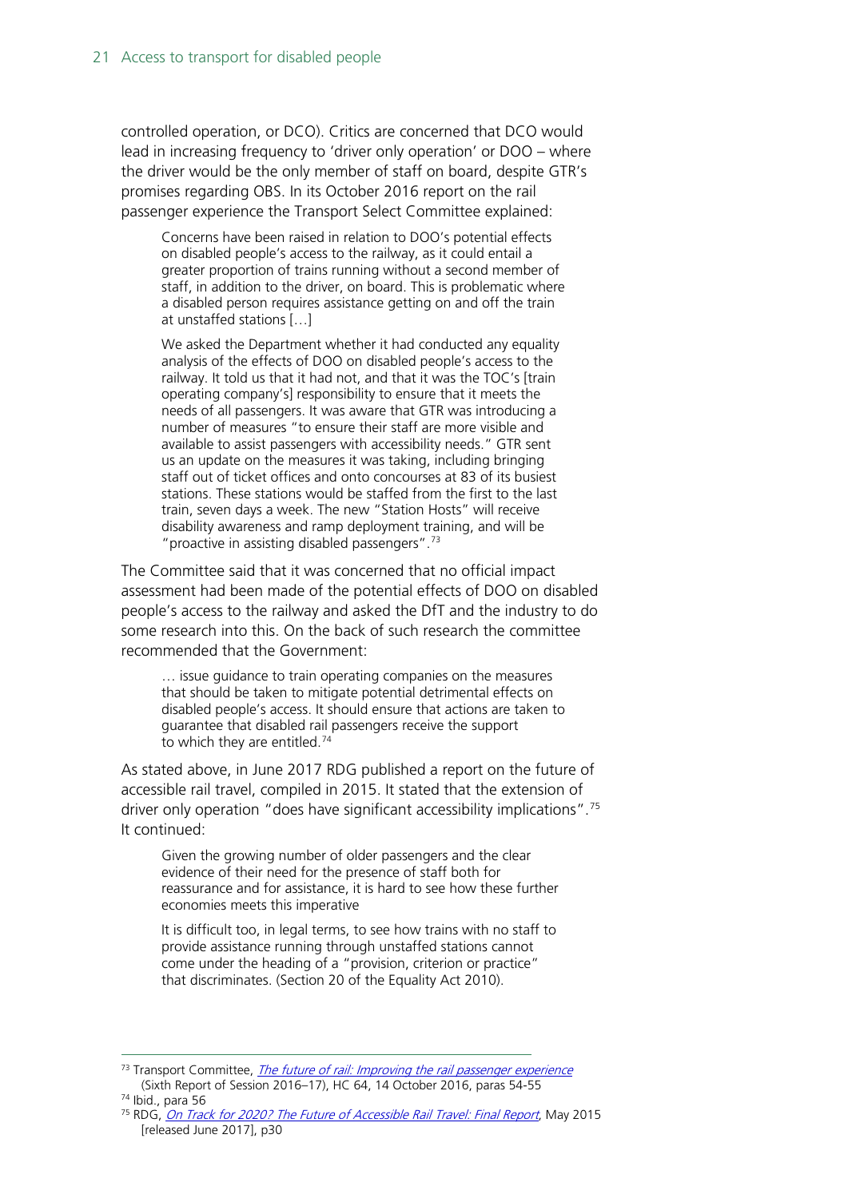controlled operation, or DCO). Critics are concerned that DCO would lead in increasing frequency to 'driver only operation' or DOO – where the driver would be the only member of staff on board, despite GTR's promises regarding OBS. In its October 2016 report on the rail passenger experience the Transport Select Committee explained:

> Concerns have been raised in relation to DOO's potential effects on disabled people's access to the railway, as it could entail a greater proportion of trains running without a second member of staff, in addition to the driver, on board. This is problematic where a disabled person requires assistance getting on and off the train at unstaffed stations […]
>
> We asked the Department whether it had conducted any equality analysis of the effects of DOO on disabled people's access to the railway. It told us that it had not, and that it was the TOC's [train operating company's] responsibility to ensure that it meets the needs of all passengers. It was aware that GTR was introducing a number of measures "to ensure their staff are more visible and available to assist passengers with accessibility needs." GTR sent us an update on the measures it was taking, including bringing staff out of ticket offices and onto concourses at 83 of its busiest stations. These stations would be staffed from the first to the last train, seven days a week. The new "Station Hosts" will receive disability awareness and ramp deployment training, and will be "proactive in assisting disabled passengers".[73]

The Committee said that it was concerned that no official impact assessment had been made of the potential effects of DOO on disabled people's access to the railway and asked the DfT and the industry to do some research into this. On the back of such research the committee recommended that the Government:

> … issue guidance to train operating companies on the measures that should be taken to mitigate potential detrimental effects on disabled people's access. It should ensure that actions are taken to guarantee that disabled rail passengers receive the support to which they are entitled.[74]

As stated above, in June 2017 RDG published a report on the future of accessible rail travel, compiled in 2015. It stated that the extension of driver only operation "does have significant accessibility implications".[75] It continued:

> Given the growing number of older passengers and the clear evidence of their need for the presence of staff both for reassurance and for assistance, it is hard to see how these further economies meets this imperative
>
> It is difficult too, in legal terms, to see how trains with no staff to provide assistance running through unstaffed stations cannot come under the heading of a "provision, criterion or practice" that discriminates. (Section 20 of the Equality Act 2010).

---

[73] Transport Committee, *The future of rail: Improving the rail passenger experience* (Sixth Report of Session 2016–17), HC 64, 14 October 2016, paras 54-55

[74] Ibid., para 56

[75] RDG, *On Track for 2020? The Future of Accessible Rail Travel: Final Report*, May 2015 [released June 2017], p30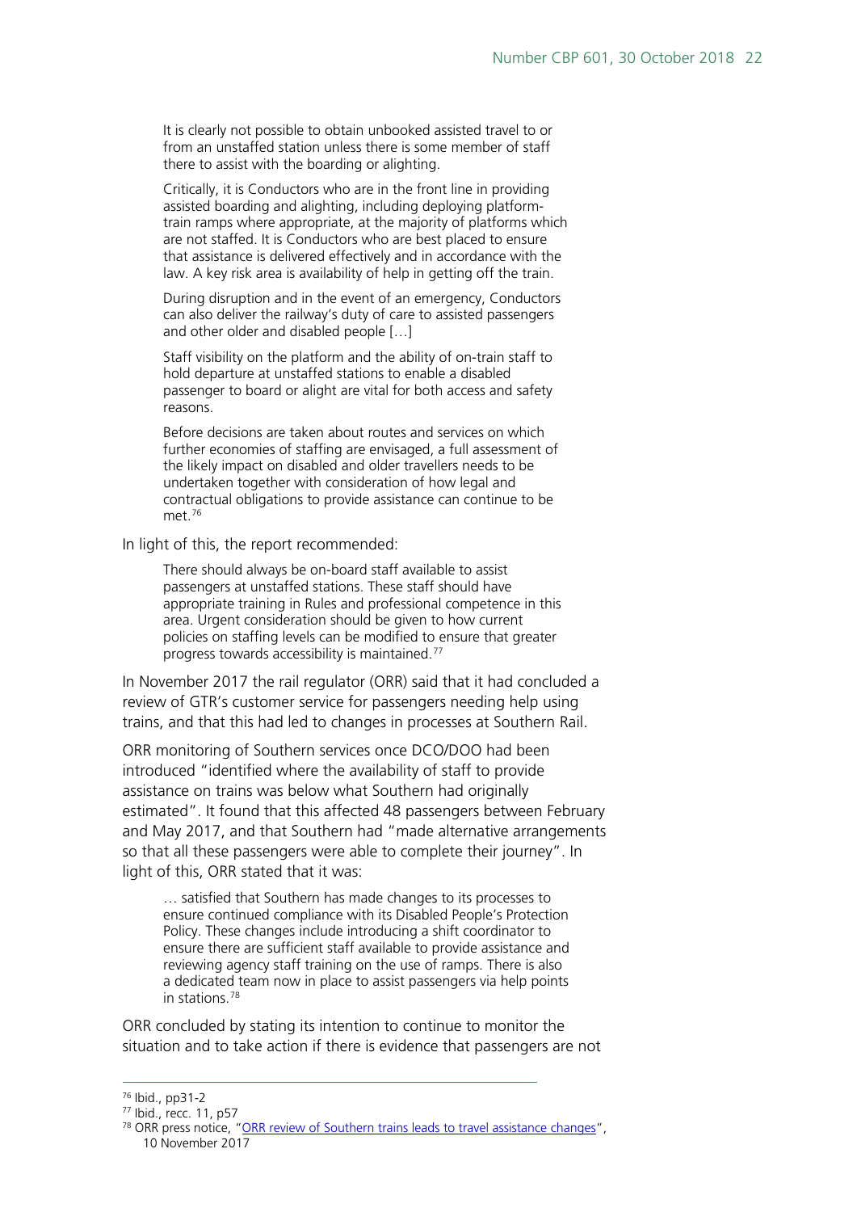> It is clearly not possible to obtain unbooked assisted travel to or from an unstaffed station unless there is some member of staff there to assist with the boarding or alighting.
>
> Critically, it is Conductors who are in the front line in providing assisted boarding and alighting, including deploying platform-train ramps where appropriate, at the majority of platforms which are not staffed. It is Conductors who are best placed to ensure that assistance is delivered effectively and in accordance with the law. A key risk area is availability of help in getting off the train.
>
> During disruption and in the event of an emergency, Conductors can also deliver the railway's duty of care to assisted passengers and other older and disabled people […]
>
> Staff visibility on the platform and the ability of on-train staff to hold departure at unstaffed stations to enable a disabled passenger to board or alight are vital for both access and safety reasons.
>
> Before decisions are taken about routes and services on which further economies of staffing are envisaged, a full assessment of the likely impact on disabled and older travellers needs to be undertaken together with consideration of how legal and contractual obligations to provide assistance can continue to be met.[76]

In light of this, the report recommended:

> There should always be on-board staff available to assist passengers at unstaffed stations. These staff should have appropriate training in Rules and professional competence in this area. Urgent consideration should be given to how current policies on staffing levels can be modified to ensure that greater progress towards accessibility is maintained.[77]

In November 2017 the rail regulator (ORR) said that it had concluded a review of GTR's customer service for passengers needing help using trains, and that this had led to changes in processes at Southern Rail.

ORR monitoring of Southern services once DCO/DOO had been introduced "identified where the availability of staff to provide assistance on trains was below what Southern had originally estimated". It found that this affected 48 passengers between February and May 2017, and that Southern had "made alternative arrangements so that all these passengers were able to complete their journey". In light of this, ORR stated that it was:

> … satisfied that Southern has made changes to its processes to ensure continued compliance with its Disabled People's Protection Policy. These changes include introducing a shift coordinator to ensure there are sufficient staff available to provide assistance and reviewing agency staff training on the use of ramps. There is also a dedicated team now in place to assist passengers via help points in stations.[78]

ORR concluded by stating its intention to continue to monitor the situation and to take action if there is evidence that passengers are not

---

[76] Ibid., pp31-2

[77] Ibid., recc. 11, p57

[78] ORR press notice, "ORR review of Southern trains leads to travel assistance changes", 10 November 2017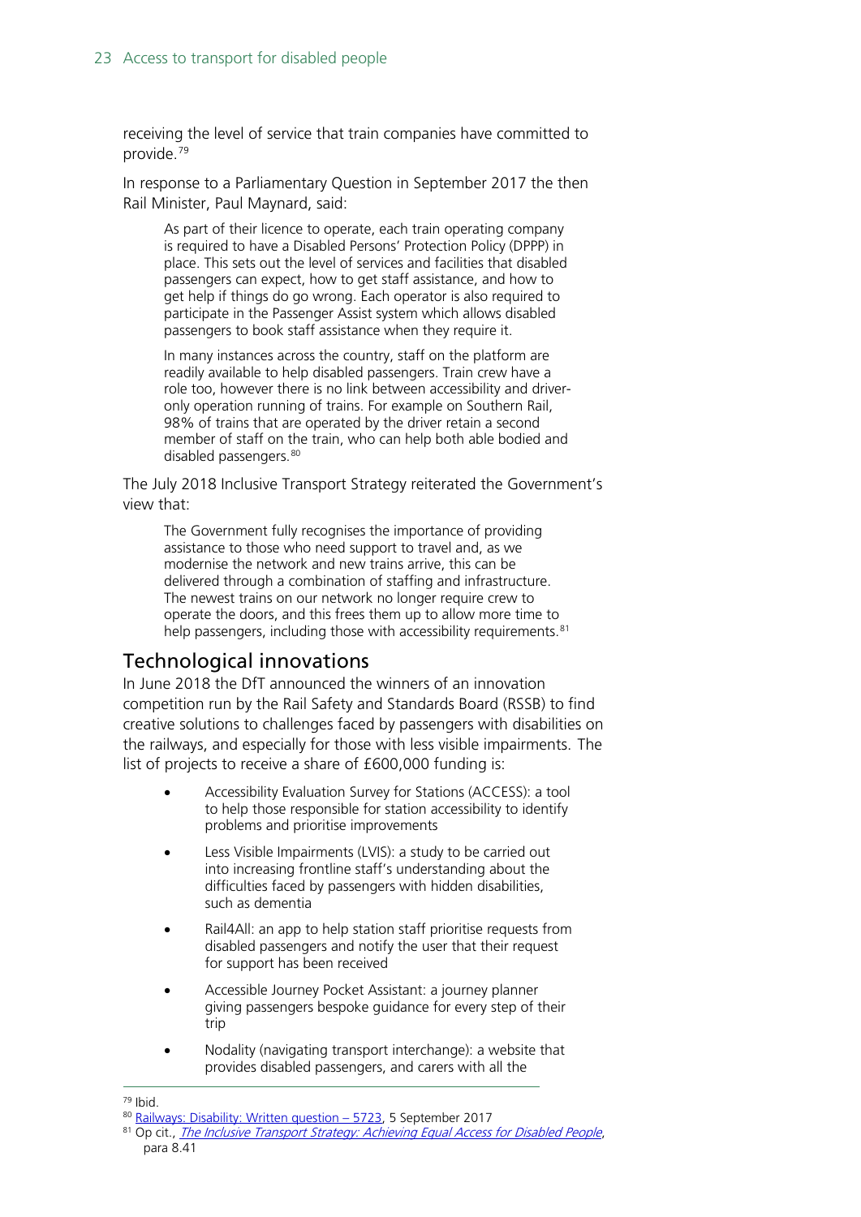receiving the level of service that train companies have committed to provide.[79]

In response to a Parliamentary Question in September 2017 the then Rail Minister, Paul Maynard, said:

> As part of their licence to operate, each train operating company is required to have a Disabled Persons' Protection Policy (DPPP) in place. This sets out the level of services and facilities that disabled passengers can expect, how to get staff assistance, and how to get help if things do go wrong. Each operator is also required to participate in the Passenger Assist system which allows disabled passengers to book staff assistance when they require it.
>
> In many instances across the country, staff on the platform are readily available to help disabled passengers. Train crew have a role too, however there is no link between accessibility and driver-only operation running of trains. For example on Southern Rail, 98% of trains that are operated by the driver retain a second member of staff on the train, who can help both able bodied and disabled passengers.[80]

The July 2018 Inclusive Transport Strategy reiterated the Government's view that:

> The Government fully recognises the importance of providing assistance to those who need support to travel and, as we modernise the network and new trains arrive, this can be delivered through a combination of staffing and infrastructure. The newest trains on our network no longer require crew to operate the doors, and this frees them up to allow more time to help passengers, including those with accessibility requirements.[81]

## Technological innovations

In June 2018 the DfT announced the winners of an innovation competition run by the Rail Safety and Standards Board (RSSB) to find creative solutions to challenges faced by passengers with disabilities on the railways, and especially for those with less visible impairments. The list of projects to receive a share of £600,000 funding is:

- Accessibility Evaluation Survey for Stations (ACCESS): a tool to help those responsible for station accessibility to identify problems and prioritise improvements
- Less Visible Impairments (LVIS): a study to be carried out into increasing frontline staff's understanding about the difficulties faced by passengers with hidden disabilities, such as dementia
- Rail4All: an app to help station staff prioritise requests from disabled passengers and notify the user that their request for support has been received
- Accessible Journey Pocket Assistant: a journey planner giving passengers bespoke guidance for every step of their trip
- Nodality (navigating transport interchange): a website that provides disabled passengers, and carers with all the

---

[79] Ibid.

[80] Railways: Disability: Written question – 5723, 5 September 2017

[81] Op cit., *The Inclusive Transport Strategy: Achieving Equal Access for Disabled People*, para 8.41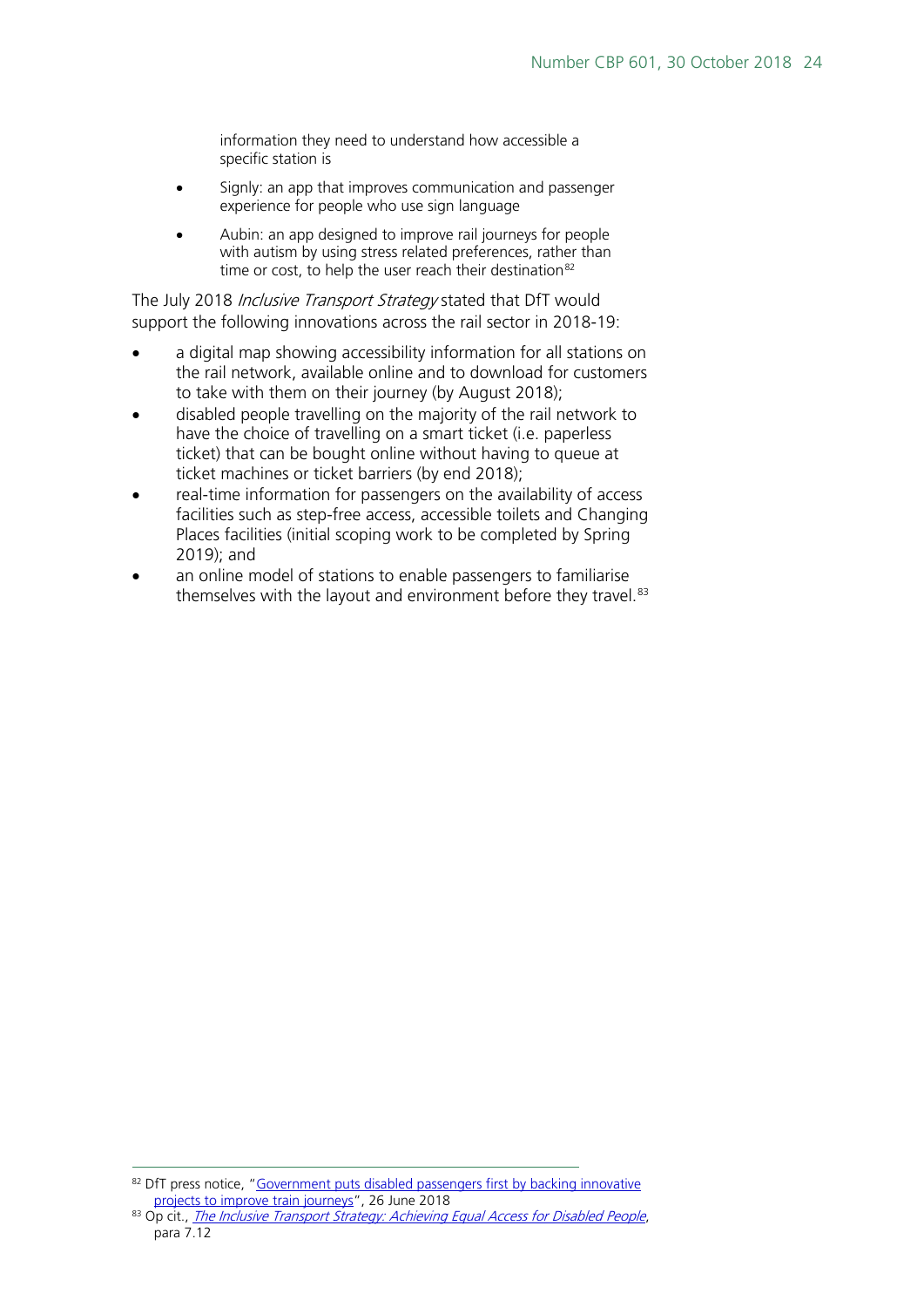information they need to understand how accessible a specific station is

- Signly: an app that improves communication and passenger experience for people who use sign language
- Aubin: an app designed to improve rail journeys for people with autism by using stress related preferences, rather than time or cost, to help the user reach their destination[82]

The July 2018 *Inclusive Transport Strategy* stated that DfT would support the following innovations across the rail sector in 2018-19:

- a digital map showing accessibility information for all stations on the rail network, available online and to download for customers to take with them on their journey (by August 2018);
- disabled people travelling on the majority of the rail network to have the choice of travelling on a smart ticket (i.e. paperless ticket) that can be bought online without having to queue at ticket machines or ticket barriers (by end 2018);
- real-time information for passengers on the availability of access facilities such as step-free access, accessible toilets and Changing Places facilities (initial scoping work to be completed by Spring 2019); and
- an online model of stations to enable passengers to familiarise themselves with the layout and environment before they travel.[83]

---

[82] DfT press notice, "Government puts disabled passengers first by backing innovative projects to improve train journeys", 26 June 2018

[83] Op cit., *The Inclusive Transport Strategy: Achieving Equal Access for Disabled People*, para 7.12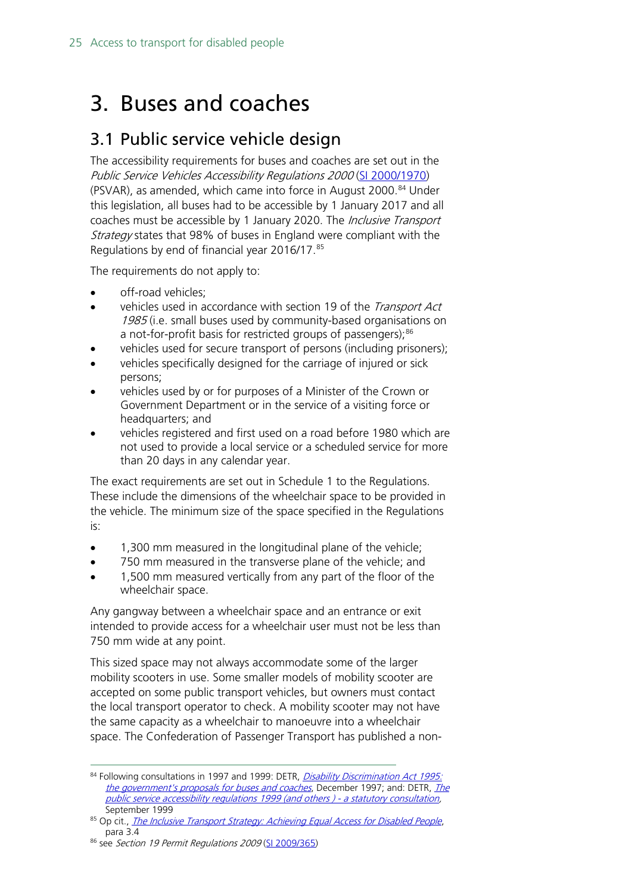# 3. Buses and coaches

## 3.1 Public service vehicle design

The accessibility requirements for buses and coaches are set out in the *Public Service Vehicles Accessibility Regulations 2000* (SI 2000/1970) (PSVAR), as amended, which came into force in August 2000.[84] Under this legislation, all buses had to be accessible by 1 January 2017 and all coaches must be accessible by 1 January 2020. The *Inclusive Transport Strategy* states that 98% of buses in England were compliant with the Regulations by end of financial year 2016/17.[85]

The requirements do not apply to:

- off-road vehicles;
- vehicles used in accordance with section 19 of the *Transport Act 1985* (i.e. small buses used by community-based organisations on a not-for-profit basis for restricted groups of passengers);[86]
- vehicles used for secure transport of persons (including prisoners);
- vehicles specifically designed for the carriage of injured or sick persons;
- vehicles used by or for purposes of a Minister of the Crown or Government Department or in the service of a visiting force or headquarters; and
- vehicles registered and first used on a road before 1980 which are not used to provide a local service or a scheduled service for more than 20 days in any calendar year.

The exact requirements are set out in Schedule 1 to the Regulations. These include the dimensions of the wheelchair space to be provided in the vehicle. The minimum size of the space specified in the Regulations is:

- 1,300 mm measured in the longitudinal plane of the vehicle;
- 750 mm measured in the transverse plane of the vehicle; and
- 1,500 mm measured vertically from any part of the floor of the wheelchair space.

Any gangway between a wheelchair space and an entrance or exit intended to provide access for a wheelchair user must not be less than 750 mm wide at any point.

This sized space may not always accommodate some of the larger mobility scooters in use. Some smaller models of mobility scooter are accepted on some public transport vehicles, but owners must contact the local transport operator to check. A mobility scooter may not have the same capacity as a wheelchair to manoeuvre into a wheelchair space. The Confederation of Passenger Transport has published a non-

---

[84] Following consultations in 1997 and 1999: DETR, *Disability Discrimination Act 1995: the government's proposals for buses and coaches*, December 1997; and: DETR, *The public service accessibility regulations 1999 (and others ) - a statutory consultation*, September 1999

[85] Op cit., *The Inclusive Transport Strategy: Achieving Equal Access for Disabled People*, para 3.4

[86] see *Section 19 Permit Regulations 2009* (SI 2009/365)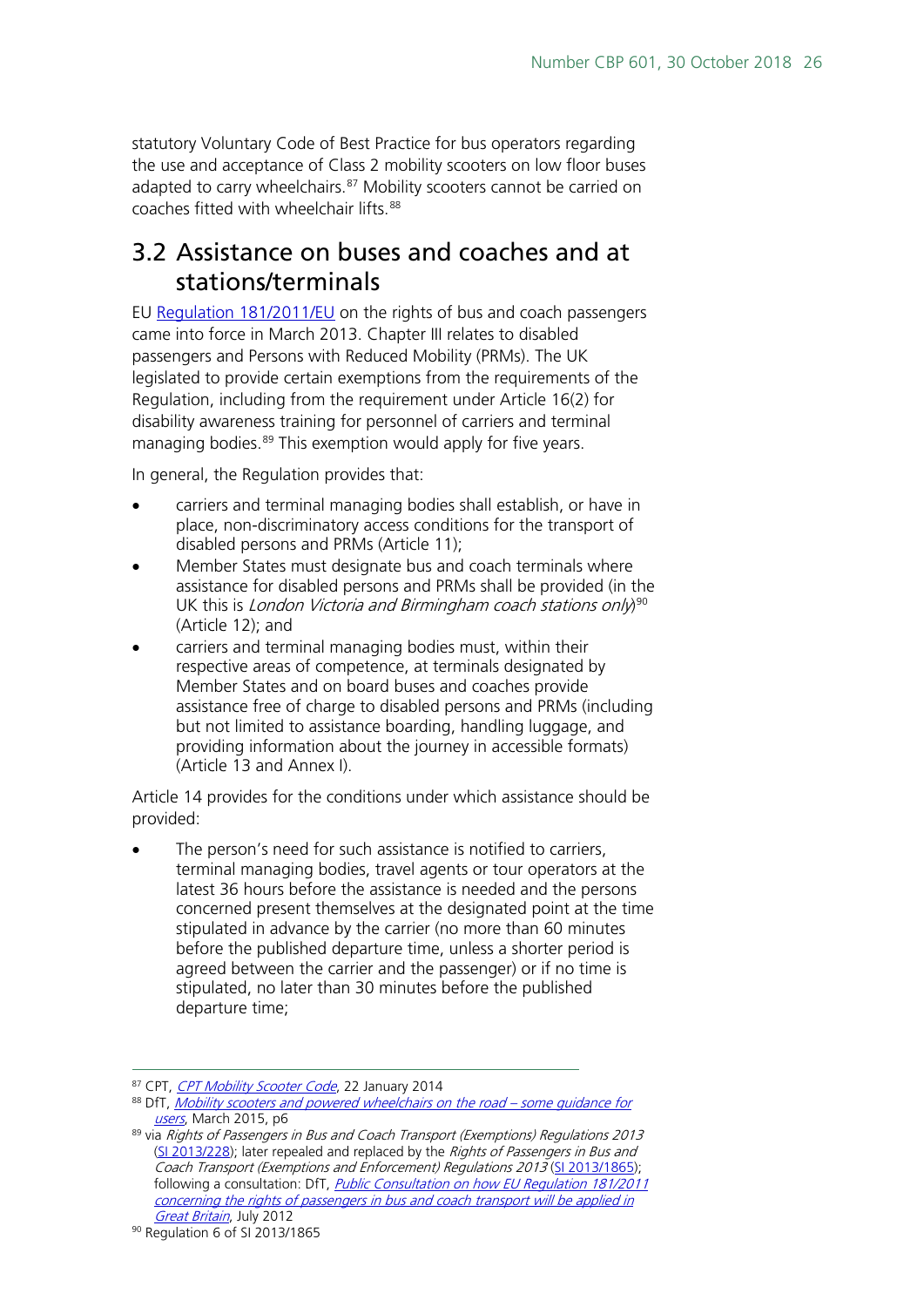statutory Voluntary Code of Best Practice for bus operators regarding the use and acceptance of Class 2 mobility scooters on low floor buses adapted to carry wheelchairs.[87] Mobility scooters cannot be carried on coaches fitted with wheelchair lifts.[88]

## 3.2 Assistance on buses and coaches and at stations/terminals

EU Regulation 181/2011/EU on the rights of bus and coach passengers came into force in March 2013. Chapter III relates to disabled passengers and Persons with Reduced Mobility (PRMs). The UK legislated to provide certain exemptions from the requirements of the Regulation, including from the requirement under Article 16(2) for disability awareness training for personnel of carriers and terminal managing bodies.[89] This exemption would apply for five years.

In general, the Regulation provides that:

- carriers and terminal managing bodies shall establish, or have in place, non-discriminatory access conditions for the transport of disabled persons and PRMs (Article 11);
- Member States must designate bus and coach terminals where assistance for disabled persons and PRMs shall be provided (in the UK this is *London Victoria and Birmingham coach stations only*)[90] (Article 12); and
- carriers and terminal managing bodies must, within their respective areas of competence, at terminals designated by Member States and on board buses and coaches provide assistance free of charge to disabled persons and PRMs (including but not limited to assistance boarding, handling luggage, and providing information about the journey in accessible formats) (Article 13 and Annex I).

Article 14 provides for the conditions under which assistance should be provided:

- The person's need for such assistance is notified to carriers, terminal managing bodies, travel agents or tour operators at the latest 36 hours before the assistance is needed and the persons concerned present themselves at the designated point at the time stipulated in advance by the carrier (no more than 60 minutes before the published departure time, unless a shorter period is agreed between the carrier and the passenger) or if no time is stipulated, no later than 30 minutes before the published departure time;

---

[87] CPT, *CPT Mobility Scooter Code*, 22 January 2014

[88] DfT, *Mobility scooters and powered wheelchairs on the road – some guidance for users*, March 2015, p6

[89] via *Rights of Passengers in Bus and Coach Transport (Exemptions) Regulations 2013* (SI 2013/228); later repealed and replaced by the *Rights of Passengers in Bus and Coach Transport (Exemptions and Enforcement) Regulations 2013* (SI 2013/1865); following a consultation: DfT, *Public Consultation on how EU Regulation 181/2011 concerning the rights of passengers in bus and coach transport will be applied in Great Britain*, July 2012

[90] Regulation 6 of SI 2013/1865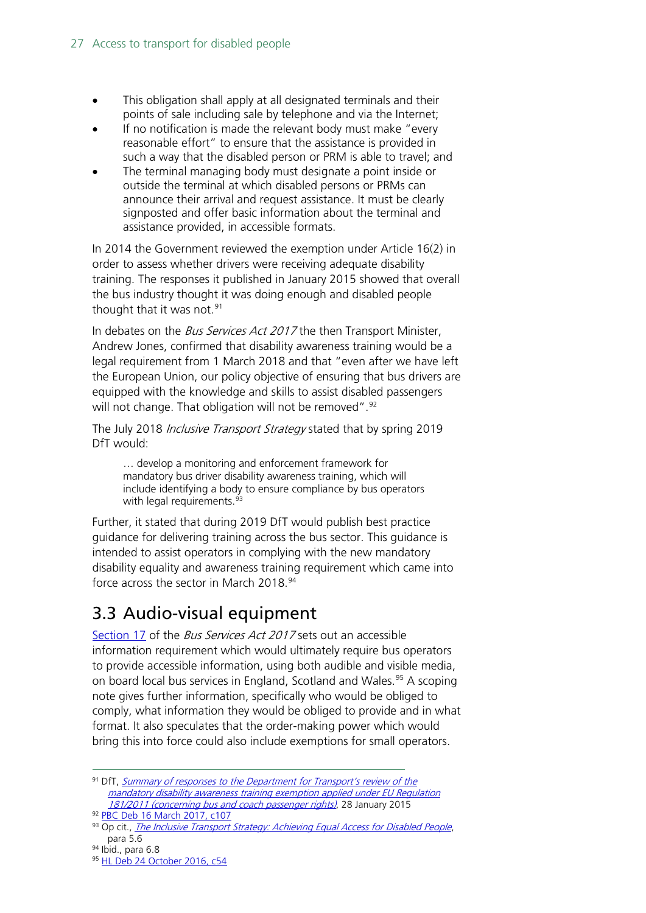- This obligation shall apply at all designated terminals and their points of sale including sale by telephone and via the Internet;
- If no notification is made the relevant body must make "every reasonable effort" to ensure that the assistance is provided in such a way that the disabled person or PRM is able to travel; and
- The terminal managing body must designate a point inside or outside the terminal at which disabled persons or PRMs can announce their arrival and request assistance. It must be clearly signposted and offer basic information about the terminal and assistance provided, in accessible formats.

In 2014 the Government reviewed the exemption under Article 16(2) in order to assess whether drivers were receiving adequate disability training. The responses it published in January 2015 showed that overall the bus industry thought it was doing enough and disabled people thought that it was not.[91]

In debates on the *Bus Services Act 2017* the then Transport Minister, Andrew Jones, confirmed that disability awareness training would be a legal requirement from 1 March 2018 and that "even after we have left the European Union, our policy objective of ensuring that bus drivers are equipped with the knowledge and skills to assist disabled passengers will not change. That obligation will not be removed".[92]

The July 2018 *Inclusive Transport Strategy* stated that by spring 2019 DfT would:

> … develop a monitoring and enforcement framework for mandatory bus driver disability awareness training, which will include identifying a body to ensure compliance by bus operators with legal requirements.[93]

Further, it stated that during 2019 DfT would publish best practice guidance for delivering training across the bus sector. This guidance is intended to assist operators in complying with the new mandatory disability equality and awareness training requirement which came into force across the sector in March 2018.[94]

## 3.3 Audio-visual equipment

[Section 17](#) of the *Bus Services Act 2017* sets out an accessible information requirement which would ultimately require bus operators to provide accessible information, using both audible and visible media, on board local bus services in England, Scotland and Wales.[95] A scoping note gives further information, specifically who would be obliged to comply, what information they would be obliged to provide and in what format. It also speculates that the order-making power which would bring this into force could also include exemptions for small operators.

---

[91] DfT, *Summary of responses to the Department for Transport's review of the mandatory disability awareness training exemption applied under EU Regulation 181/2011 (concerning bus and coach passenger rights)*, 28 January 2015

[92] PBC Deb 16 March 2017, c107

[93] Op cit., *The Inclusive Transport Strategy: Achieving Equal Access for Disabled People*, para 5.6

[94] Ibid., para 6.8

[95] HL Deb 24 October 2016, c54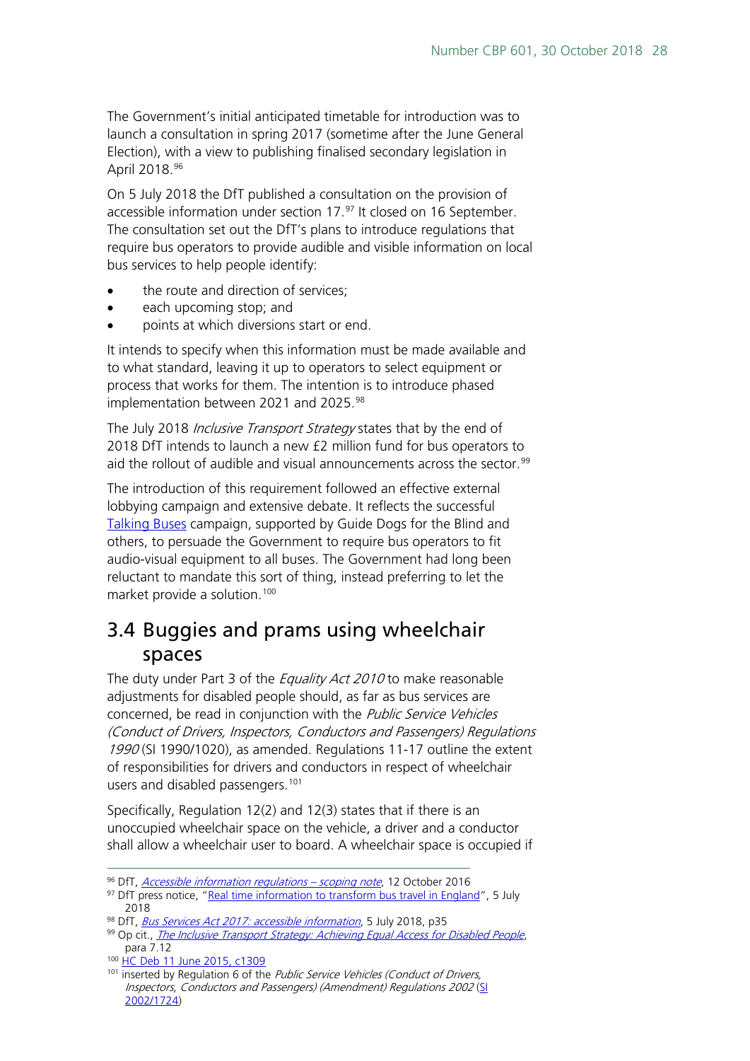The Government's initial anticipated timetable for introduction was to launch a consultation in spring 2017 (sometime after the June General Election), with a view to publishing finalised secondary legislation in April 2018.[96]

On 5 July 2018 the DfT published a consultation on the provision of accessible information under section 17.[97] It closed on 16 September. The consultation set out the DfT's plans to introduce regulations that require bus operators to provide audible and visible information on local bus services to help people identify:

- the route and direction of services;
- each upcoming stop; and
- points at which diversions start or end.

It intends to specify when this information must be made available and to what standard, leaving it up to operators to select equipment or process that works for them. The intention is to introduce phased implementation between 2021 and 2025.[98]

The July 2018 *Inclusive Transport Strategy* states that by the end of 2018 DfT intends to launch a new £2 million fund for bus operators to aid the rollout of audible and visual announcements across the sector.[99]

The introduction of this requirement followed an effective external lobbying campaign and extensive debate. It reflects the successful Talking Buses campaign, supported by Guide Dogs for the Blind and others, to persuade the Government to require bus operators to fit audio-visual equipment to all buses. The Government had long been reluctant to mandate this sort of thing, instead preferring to let the market provide a solution.[100]

## 3.4 Buggies and prams using wheelchair spaces

The duty under Part 3 of the *Equality Act 2010* to make reasonable adjustments for disabled people should, as far as bus services are concerned, be read in conjunction with the *Public Service Vehicles (Conduct of Drivers, Inspectors, Conductors and Passengers) Regulations 1990* (SI 1990/1020), as amended. Regulations 11-17 outline the extent of responsibilities for drivers and conductors in respect of wheelchair users and disabled passengers.[101]

Specifically, Regulation 12(2) and 12(3) states that if there is an unoccupied wheelchair space on the vehicle, a driver and a conductor shall allow a wheelchair user to board. A wheelchair space is occupied if

---

[96] DfT, *Accessible information regulations – scoping note*, 12 October 2016

[97] DfT press notice, "Real time information to transform bus travel in England", 5 July 2018

[98] DfT, *Bus Services Act 2017: accessible information*, 5 July 2018, p35

[99] Op cit., *The Inclusive Transport Strategy: Achieving Equal Access for Disabled People*, para 7.12

[100] HC Deb 11 June 2015, c1309

[101] inserted by Regulation 6 of the *Public Service Vehicles (Conduct of Drivers, Inspectors, Conductors and Passengers) (Amendment) Regulations 2002* (SI 2002/1724)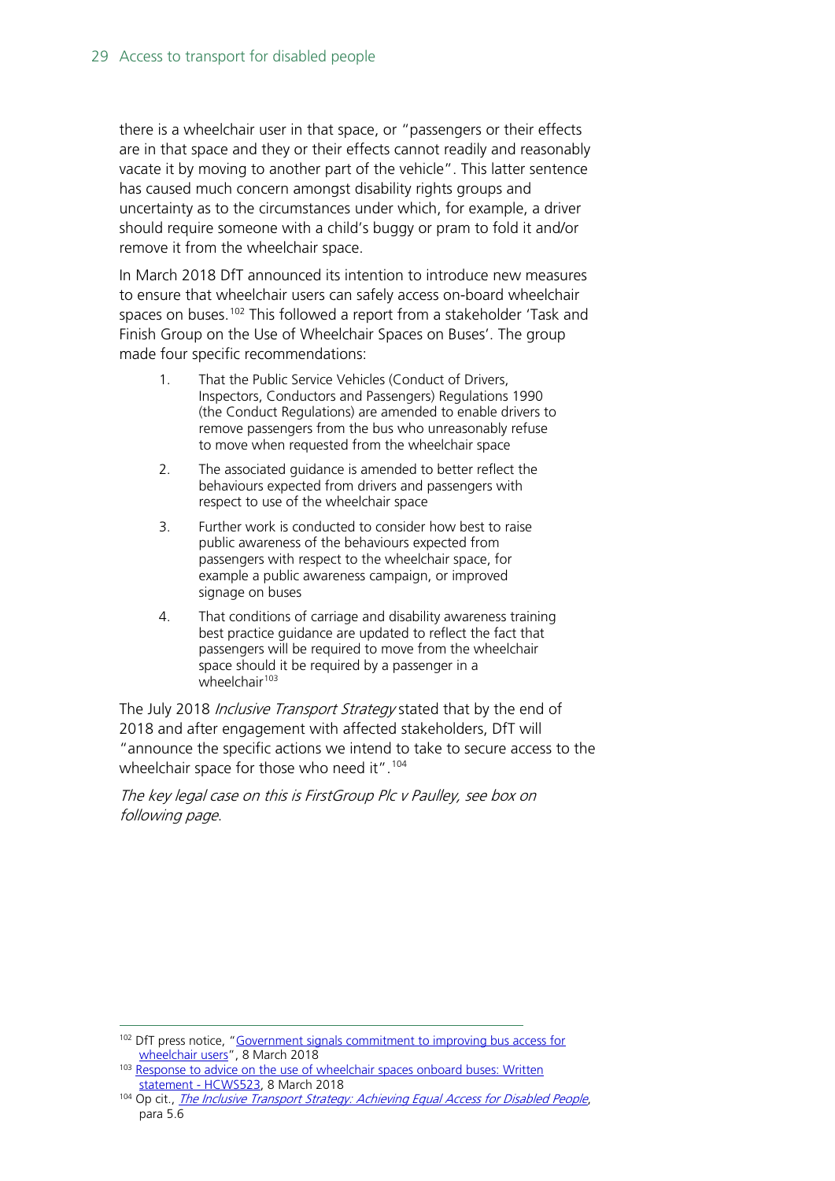there is a wheelchair user in that space, or "passengers or their effects are in that space and they or their effects cannot readily and reasonably vacate it by moving to another part of the vehicle". This latter sentence has caused much concern amongst disability rights groups and uncertainty as to the circumstances under which, for example, a driver should require someone with a child's buggy or pram to fold it and/or remove it from the wheelchair space.

In March 2018 DfT announced its intention to introduce new measures to ensure that wheelchair users can safely access on-board wheelchair spaces on buses.[102] This followed a report from a stakeholder 'Task and Finish Group on the Use of Wheelchair Spaces on Buses'. The group made four specific recommendations:

1. That the Public Service Vehicles (Conduct of Drivers, Inspectors, Conductors and Passengers) Regulations 1990 (the Conduct Regulations) are amended to enable drivers to remove passengers from the bus who unreasonably refuse to move when requested from the wheelchair space
2. The associated guidance is amended to better reflect the behaviours expected from drivers and passengers with respect to use of the wheelchair space
3. Further work is conducted to consider how best to raise public awareness of the behaviours expected from passengers with respect to the wheelchair space, for example a public awareness campaign, or improved signage on buses
4. That conditions of carriage and disability awareness training best practice guidance are updated to reflect the fact that passengers will be required to move from the wheelchair space should it be required by a passenger in a wheelchair[103]

The July 2018 *Inclusive Transport Strategy* stated that by the end of 2018 and after engagement with affected stakeholders, DfT will "announce the specific actions we intend to take to secure access to the wheelchair space for those who need it".[104]

*The key legal case on this is FirstGroup Plc v Paulley, see box on following page.*

---

[102] DfT press notice, "Government signals commitment to improving bus access for wheelchair users", 8 March 2018

[103] Response to advice on the use of wheelchair spaces onboard buses: Written statement - HCWS523, 8 March 2018

[104] Op cit., *The Inclusive Transport Strategy: Achieving Equal Access for Disabled People*, para 5.6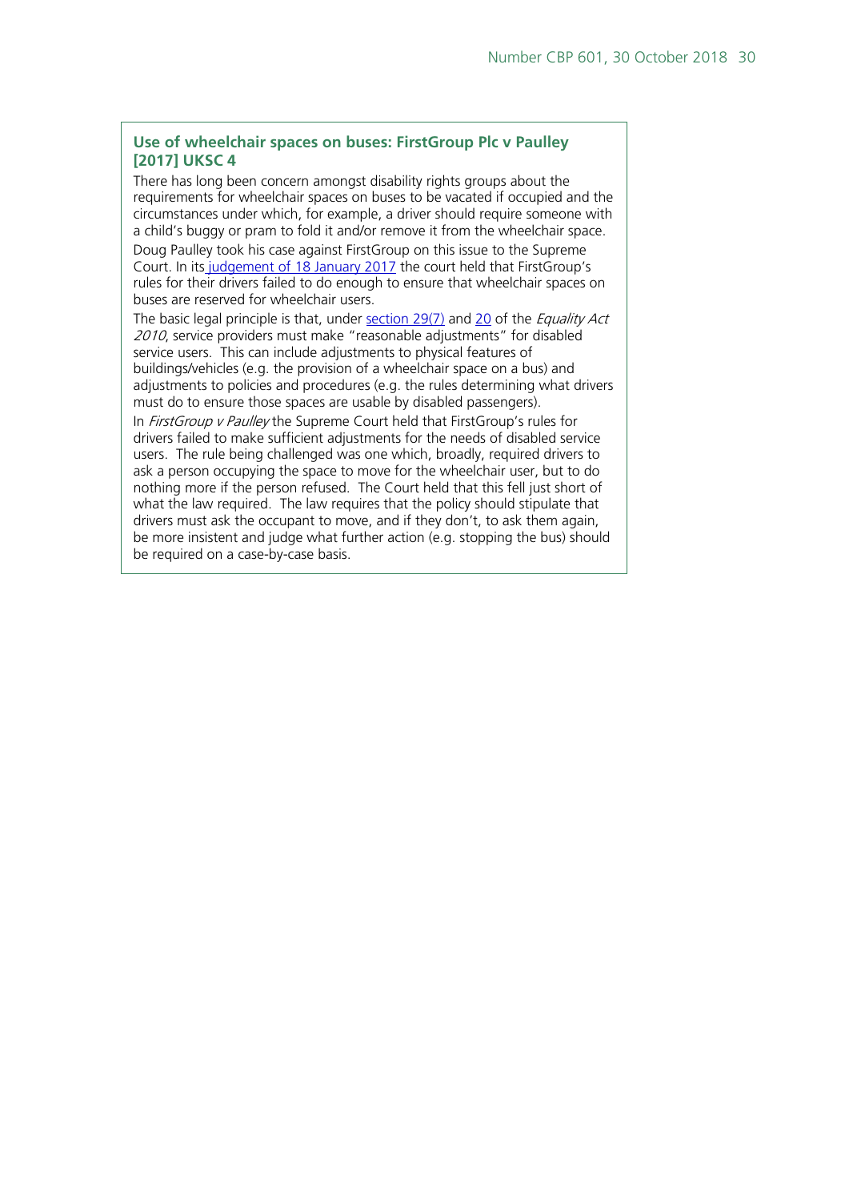### Use of wheelchair spaces on buses: FirstGroup Plc v Paulley [2017] UKSC 4

There has long been concern amongst disability rights groups about the requirements for wheelchair spaces on buses to be vacated if occupied and the circumstances under which, for example, a driver should require someone with a child's buggy or pram to fold it and/or remove it from the wheelchair space.

Doug Paulley took his case against FirstGroup on this issue to the Supreme Court. In its judgement of 18 January 2017 the court held that FirstGroup's rules for their drivers failed to do enough to ensure that wheelchair spaces on buses are reserved for wheelchair users.

The basic legal principle is that, under section 29(7) and 20 of the *Equality Act 2010*, service providers must make "reasonable adjustments" for disabled service users. This can include adjustments to physical features of buildings/vehicles (e.g. the provision of a wheelchair space on a bus) and adjustments to policies and procedures (e.g. the rules determining what drivers must do to ensure those spaces are usable by disabled passengers).

In *FirstGroup v Paulley* the Supreme Court held that FirstGroup's rules for drivers failed to make sufficient adjustments for the needs of disabled service users. The rule being challenged was one which, broadly, required drivers to ask a person occupying the space to move for the wheelchair user, but to do nothing more if the person refused. The Court held that this fell just short of what the law required. The law requires that the policy should stipulate that drivers must ask the occupant to move, and if they don't, to ask them again, be more insistent and judge what further action (e.g. stopping the bus) should be required on a case-by-case basis.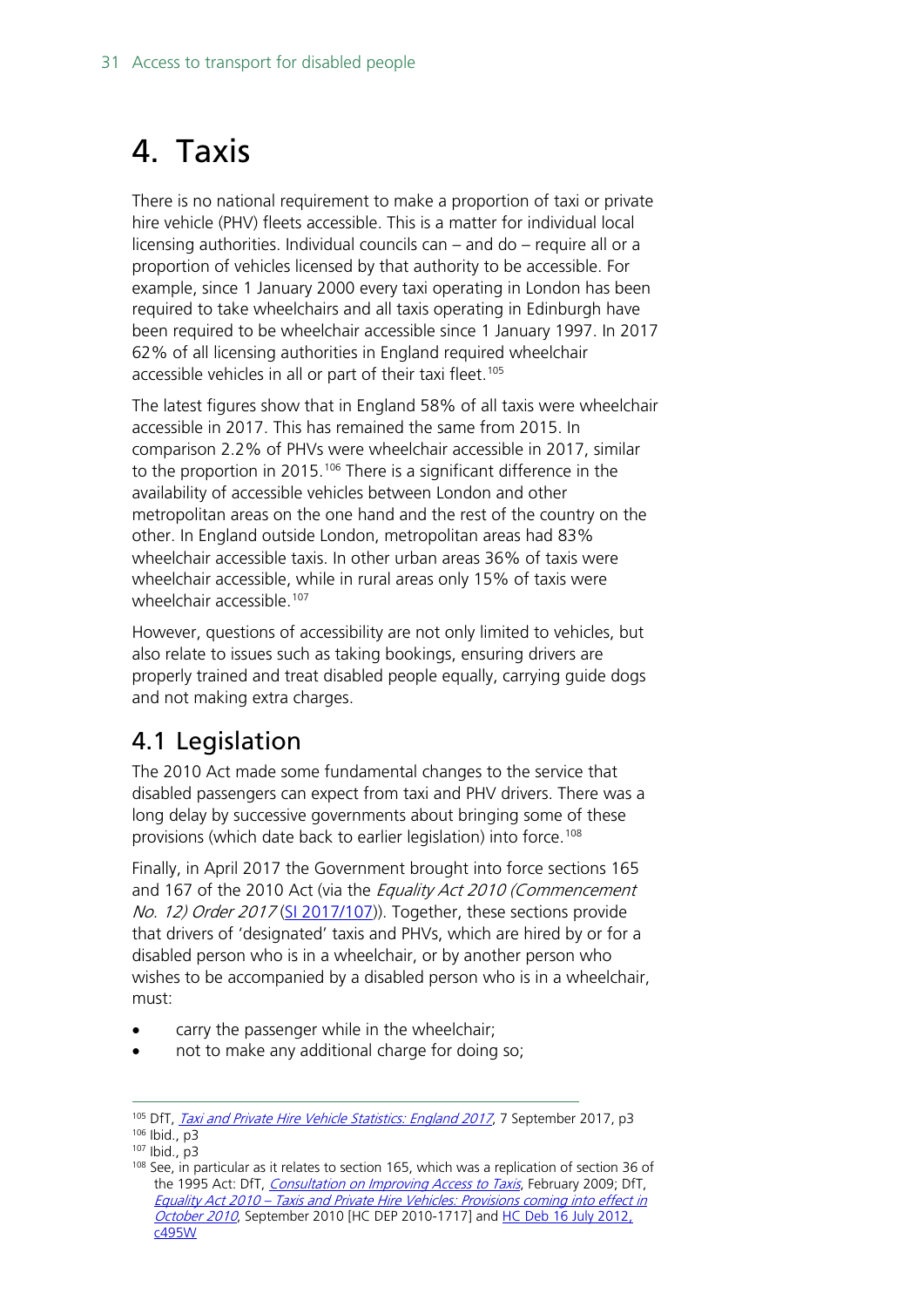# 4. Taxis

There is no national requirement to make a proportion of taxi or private hire vehicle (PHV) fleets accessible. This is a matter for individual local licensing authorities. Individual councils can – and do – require all or a proportion of vehicles licensed by that authority to be accessible. For example, since 1 January 2000 every taxi operating in London has been required to take wheelchairs and all taxis operating in Edinburgh have been required to be wheelchair accessible since 1 January 1997. In 2017 62% of all licensing authorities in England required wheelchair accessible vehicles in all or part of their taxi fleet.[105]

The latest figures show that in England 58% of all taxis were wheelchair accessible in 2017. This has remained the same from 2015. In comparison 2.2% of PHVs were wheelchair accessible in 2017, similar to the proportion in 2015.[106] There is a significant difference in the availability of accessible vehicles between London and other metropolitan areas on the one hand and the rest of the country on the other. In England outside London, metropolitan areas had 83% wheelchair accessible taxis. In other urban areas 36% of taxis were wheelchair accessible, while in rural areas only 15% of taxis were wheelchair accessible.[107]

However, questions of accessibility are not only limited to vehicles, but also relate to issues such as taking bookings, ensuring drivers are properly trained and treat disabled people equally, carrying guide dogs and not making extra charges.

## 4.1 Legislation

The 2010 Act made some fundamental changes to the service that disabled passengers can expect from taxi and PHV drivers. There was a long delay by successive governments about bringing some of these provisions (which date back to earlier legislation) into force.[108]

Finally, in April 2017 the Government brought into force sections 165 and 167 of the 2010 Act (via the *Equality Act 2010 (Commencement No. 12) Order 2017* (SI 2017/107)). Together, these sections provide that drivers of 'designated' taxis and PHVs, which are hired by or for a disabled person who is in a wheelchair, or by another person who wishes to be accompanied by a disabled person who is in a wheelchair, must:

- carry the passenger while in the wheelchair;
- not to make any additional charge for doing so;

---

[105] DfT, *Taxi and Private Hire Vehicle Statistics: England 2017*, 7 September 2017, p3

[106] Ibid., p3

[107] Ibid., p3

[108] See, in particular as it relates to section 165, which was a replication of section 36 of the 1995 Act: DfT, *Consultation on Improving Access to Taxis*, February 2009; DfT, *Equality Act 2010 – Taxis and Private Hire Vehicles: Provisions coming into effect in October 2010*, September 2010 [HC DEP 2010-1717] and HC Deb 16 July 2012, c495W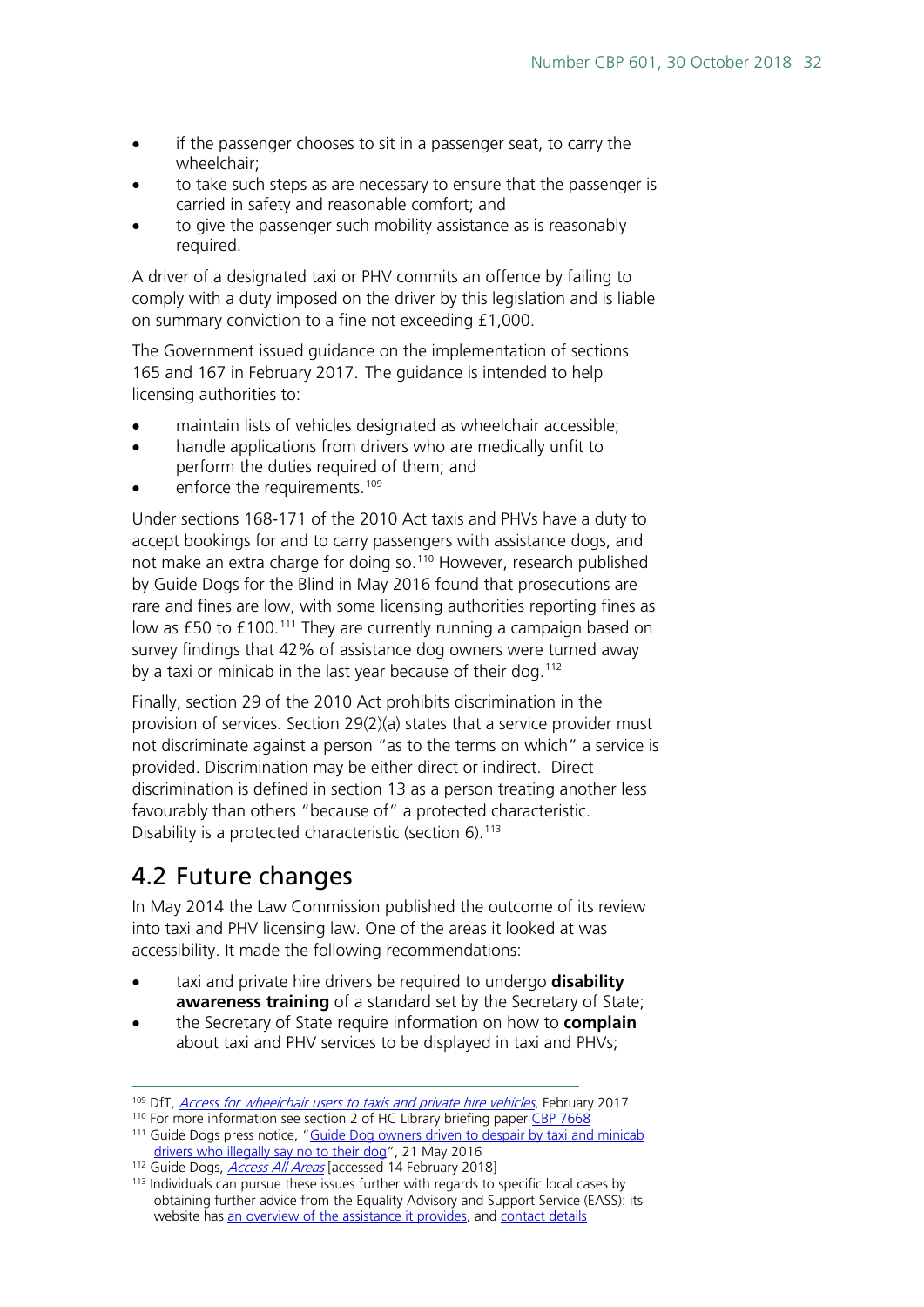- if the passenger chooses to sit in a passenger seat, to carry the wheelchair;
- to take such steps as are necessary to ensure that the passenger is carried in safety and reasonable comfort; and
- to give the passenger such mobility assistance as is reasonably required.

A driver of a designated taxi or PHV commits an offence by failing to comply with a duty imposed on the driver by this legislation and is liable on summary conviction to a fine not exceeding £1,000.

The Government issued guidance on the implementation of sections 165 and 167 in February 2017. The guidance is intended to help licensing authorities to:

- maintain lists of vehicles designated as wheelchair accessible;
- handle applications from drivers who are medically unfit to perform the duties required of them; and
- enforce the requirements.[109]

Under sections 168-171 of the 2010 Act taxis and PHVs have a duty to accept bookings for and to carry passengers with assistance dogs, and not make an extra charge for doing so.[110] However, research published by Guide Dogs for the Blind in May 2016 found that prosecutions are rare and fines are low, with some licensing authorities reporting fines as low as £50 to £100.[111] They are currently running a campaign based on survey findings that 42% of assistance dog owners were turned away by a taxi or minicab in the last year because of their dog.[112]

Finally, section 29 of the 2010 Act prohibits discrimination in the provision of services. Section 29(2)(a) states that a service provider must not discriminate against a person "as to the terms on which" a service is provided. Discrimination may be either direct or indirect. Direct discrimination is defined in section 13 as a person treating another less favourably than others "because of" a protected characteristic. Disability is a protected characteristic (section 6).[113]

## 4.2 Future changes

In May 2014 the Law Commission published the outcome of its review into taxi and PHV licensing law. One of the areas it looked at was accessibility. It made the following recommendations:

- taxi and private hire drivers be required to undergo **disability awareness training** of a standard set by the Secretary of State;
- the Secretary of State require information on how to **complain** about taxi and PHV services to be displayed in taxi and PHVs;

---

[109] DfT, *Access for wheelchair users to taxis and private hire vehicles*, February 2017

[110] For more information see section 2 of HC Library briefing paper CBP 7668

[111] Guide Dogs press notice, "Guide Dog owners driven to despair by taxi and minicab drivers who illegally say no to their dog", 21 May 2016

[112] Guide Dogs, *Access All Areas* [accessed 14 February 2018]

[113] Individuals can pursue these issues further with regards to specific local cases by obtaining further advice from the Equality Advisory and Support Service (EASS): its website has an overview of the assistance it provides, and contact details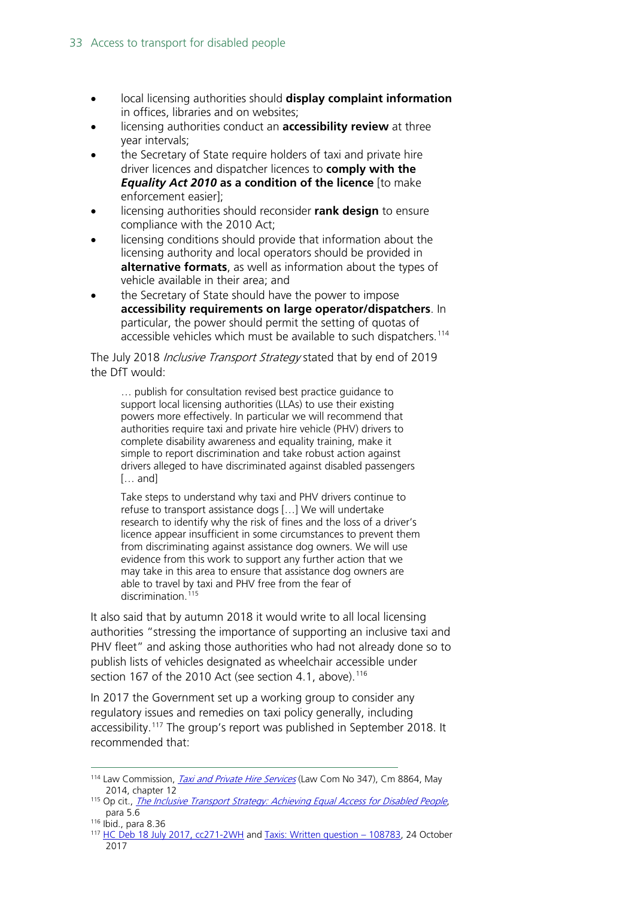- local licensing authorities should **display complaint information** in offices, libraries and on websites;
- licensing authorities conduct an **accessibility review** at three year intervals;
- the Secretary of State require holders of taxi and private hire driver licences and dispatcher licences to **comply with the *Equality Act 2010* as a condition of the licence** [to make enforcement easier];
- licensing authorities should reconsider **rank design** to ensure compliance with the 2010 Act;
- licensing conditions should provide that information about the licensing authority and local operators should be provided in **alternative formats**, as well as information about the types of vehicle available in their area; and
- the Secretary of State should have the power to impose **accessibility requirements on large operator/dispatchers**. In particular, the power should permit the setting of quotas of accessible vehicles which must be available to such dispatchers.[114]

The July 2018 *Inclusive Transport Strategy* stated that by end of 2019 the DfT would:

> … publish for consultation revised best practice guidance to support local licensing authorities (LLAs) to use their existing powers more effectively. In particular we will recommend that authorities require taxi and private hire vehicle (PHV) drivers to complete disability awareness and equality training, make it simple to report discrimination and take robust action against drivers alleged to have discriminated against disabled passengers [… and]
>
> Take steps to understand why taxi and PHV drivers continue to refuse to transport assistance dogs […] We will undertake research to identify why the risk of fines and the loss of a driver's licence appear insufficient in some circumstances to prevent them from discriminating against assistance dog owners. We will use evidence from this work to support any further action that we may take in this area to ensure that assistance dog owners are able to travel by taxi and PHV free from the fear of discrimination.[115]

It also said that by autumn 2018 it would write to all local licensing authorities "stressing the importance of supporting an inclusive taxi and PHV fleet" and asking those authorities who had not already done so to publish lists of vehicles designated as wheelchair accessible under section 167 of the 2010 Act (see section 4.1, above).[116]

In 2017 the Government set up a working group to consider any regulatory issues and remedies on taxi policy generally, including accessibility.[117] The group's report was published in September 2018. It recommended that:

---

[114] Law Commission, *Taxi and Private Hire Services* (Law Com No 347), Cm 8864, May 2014, chapter 12

[115] Op cit., *The Inclusive Transport Strategy: Achieving Equal Access for Disabled People*, para 5.6

[116] Ibid., para 8.36

[117] HC Deb 18 July 2017, cc271-2WH and Taxis: Written question – 108783, 24 October 2017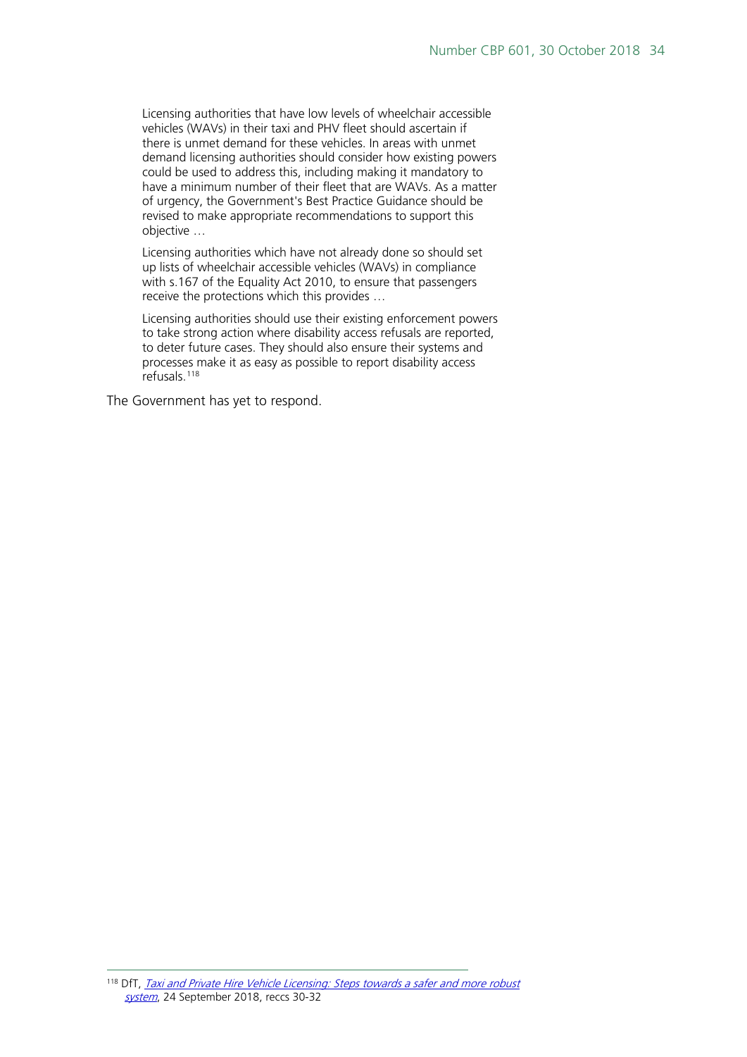> Licensing authorities that have low levels of wheelchair accessible vehicles (WAVs) in their taxi and PHV fleet should ascertain if there is unmet demand for these vehicles. In areas with unmet demand licensing authorities should consider how existing powers could be used to address this, including making it mandatory to have a minimum number of their fleet that are WAVs. As a matter of urgency, the Government's Best Practice Guidance should be revised to make appropriate recommendations to support this objective …
>
> Licensing authorities which have not already done so should set up lists of wheelchair accessible vehicles (WAVs) in compliance with s.167 of the Equality Act 2010, to ensure that passengers receive the protections which this provides …
>
> Licensing authorities should use their existing enforcement powers to take strong action where disability access refusals are reported, to deter future cases. They should also ensure their systems and processes make it as easy as possible to report disability access refusals.[118]

The Government has yet to respond.

---

[118] DfT, *Taxi and Private Hire Vehicle Licensing: Steps towards a safer and more robust system*, 24 September 2018, reccs 30-32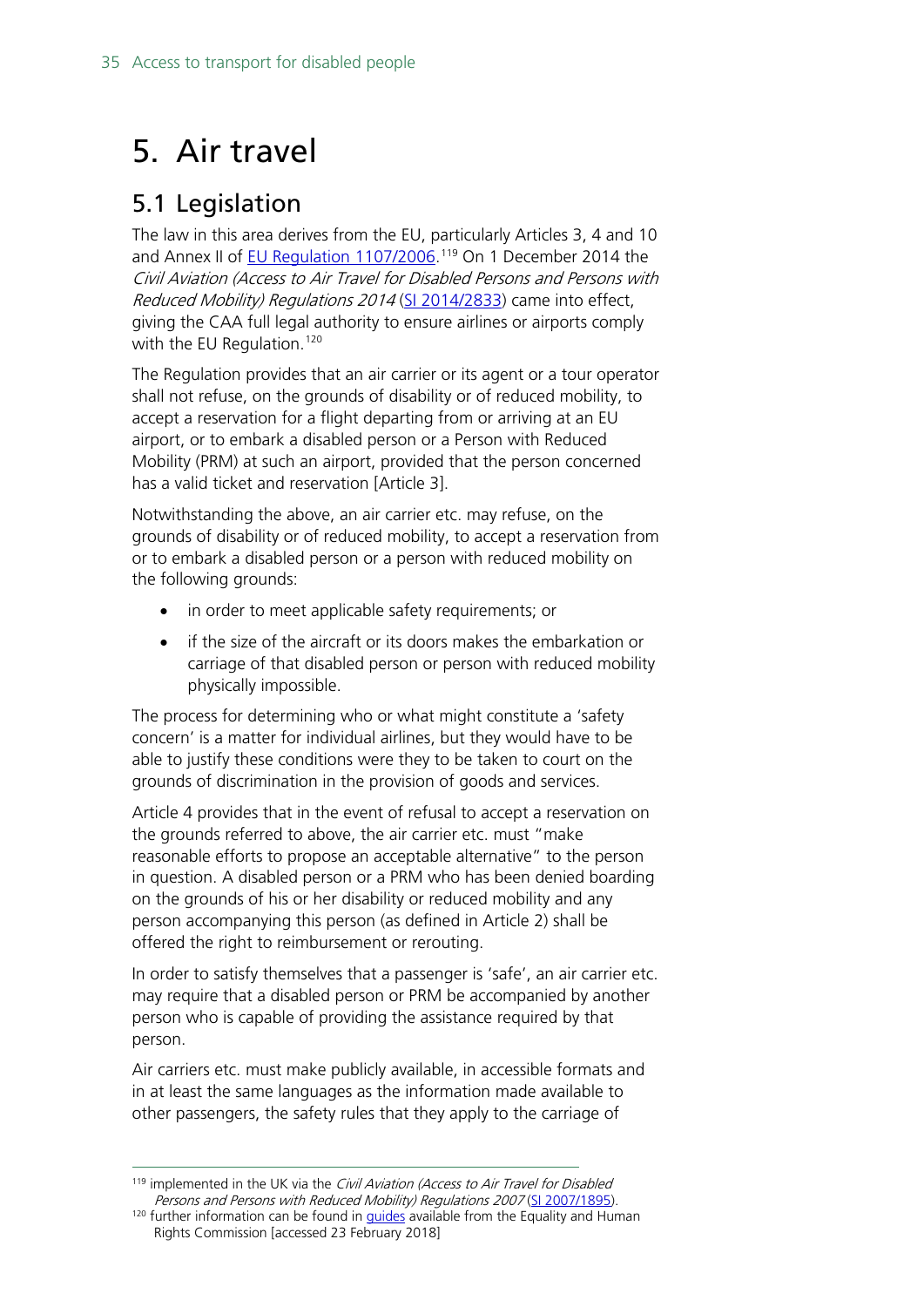# 5. Air travel

## 5.1 Legislation

The law in this area derives from the EU, particularly Articles 3, 4 and 10 and Annex II of EU Regulation 1107/2006.[119] On 1 December 2014 the *Civil Aviation (Access to Air Travel for Disabled Persons and Persons with Reduced Mobility) Regulations 2014* (SI 2014/2833) came into effect, giving the CAA full legal authority to ensure airlines or airports comply with the EU Regulation.[120]

The Regulation provides that an air carrier or its agent or a tour operator shall not refuse, on the grounds of disability or of reduced mobility, to accept a reservation for a flight departing from or arriving at an EU airport, or to embark a disabled person or a Person with Reduced Mobility (PRM) at such an airport, provided that the person concerned has a valid ticket and reservation [Article 3].

Notwithstanding the above, an air carrier etc. may refuse, on the grounds of disability or of reduced mobility, to accept a reservation from or to embark a disabled person or a person with reduced mobility on the following grounds:

- in order to meet applicable safety requirements; or
- if the size of the aircraft or its doors makes the embarkation or carriage of that disabled person or person with reduced mobility physically impossible.

The process for determining who or what might constitute a 'safety concern' is a matter for individual airlines, but they would have to be able to justify these conditions were they to be taken to court on the grounds of discrimination in the provision of goods and services.

Article 4 provides that in the event of refusal to accept a reservation on the grounds referred to above, the air carrier etc. must "make reasonable efforts to propose an acceptable alternative" to the person in question. A disabled person or a PRM who has been denied boarding on the grounds of his or her disability or reduced mobility and any person accompanying this person (as defined in Article 2) shall be offered the right to reimbursement or rerouting.

In order to satisfy themselves that a passenger is 'safe', an air carrier etc. may require that a disabled person or PRM be accompanied by another person who is capable of providing the assistance required by that person.

Air carriers etc. must make publicly available, in accessible formats and in at least the same languages as the information made available to other passengers, the safety rules that they apply to the carriage of

---

[119] implemented in the UK via the *Civil Aviation (Access to Air Travel for Disabled Persons and Persons with Reduced Mobility) Regulations 2007* (SI 2007/1895).

[120] further information can be found in guides available from the Equality and Human Rights Commission [accessed 23 February 2018]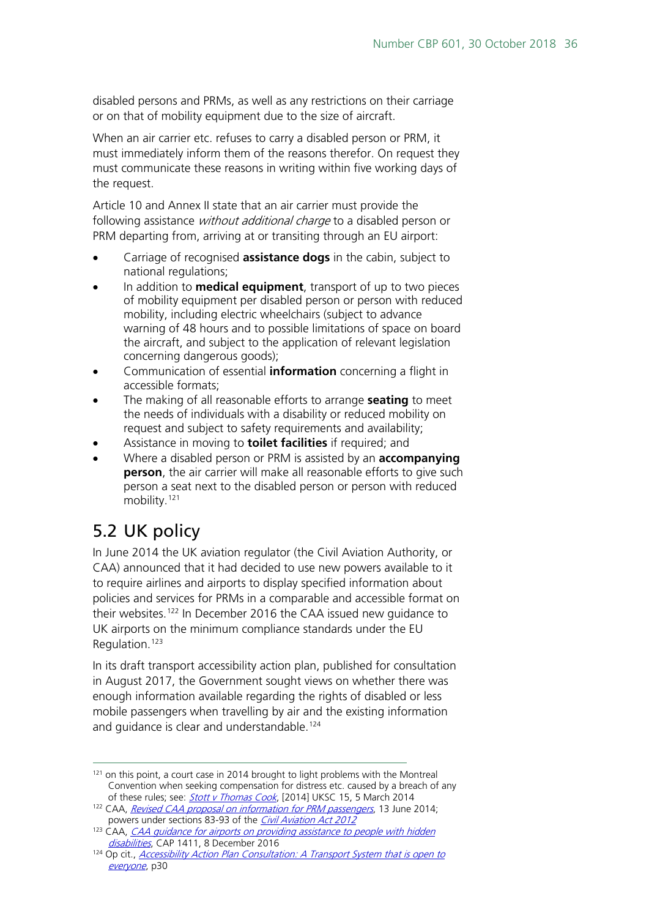disabled persons and PRMs, as well as any restrictions on their carriage or on that of mobility equipment due to the size of aircraft.

When an air carrier etc. refuses to carry a disabled person or PRM, it must immediately inform them of the reasons therefor. On request they must communicate these reasons in writing within five working days of the request.

Article 10 and Annex II state that an air carrier must provide the following assistance *without additional charge* to a disabled person or PRM departing from, arriving at or transiting through an EU airport:

- Carriage of recognised **assistance dogs** in the cabin, subject to national regulations;
- In addition to **medical equipment**, transport of up to two pieces of mobility equipment per disabled person or person with reduced mobility, including electric wheelchairs (subject to advance warning of 48 hours and to possible limitations of space on board the aircraft, and subject to the application of relevant legislation concerning dangerous goods);
- Communication of essential **information** concerning a flight in accessible formats;
- The making of all reasonable efforts to arrange **seating** to meet the needs of individuals with a disability or reduced mobility on request and subject to safety requirements and availability;
- Assistance in moving to **toilet facilities** if required; and
- Where a disabled person or PRM is assisted by an **accompanying person**, the air carrier will make all reasonable efforts to give such person a seat next to the disabled person or person with reduced mobility.[121]

## 5.2 UK policy

In June 2014 the UK aviation regulator (the Civil Aviation Authority, or CAA) announced that it had decided to use new powers available to it to require airlines and airports to display specified information about policies and services for PRMs in a comparable and accessible format on their websites.[122] In December 2016 the CAA issued new guidance to UK airports on the minimum compliance standards under the EU Regulation.[123]

In its draft transport accessibility action plan, published for consultation in August 2017, the Government sought views on whether there was enough information available regarding the rights of disabled or less mobile passengers when travelling by air and the existing information and guidance is clear and understandable.[124]

---

[121] on this point, a court case in 2014 brought to light problems with the Montreal Convention when seeking compensation for distress etc. caused by a breach of any of these rules; see: *Stott v Thomas Cook*, [2014] UKSC 15, 5 March 2014

[122] CAA, *Revised CAA proposal on information for PRM passengers*, 13 June 2014; powers under sections 83-93 of the *Civil Aviation Act 2012*

[123] CAA, *CAA guidance for airports on providing assistance to people with hidden disabilities*, CAP 1411, 8 December 2016

[124] Op cit., *Accessibility Action Plan Consultation: A Transport System that is open to everyone*, p30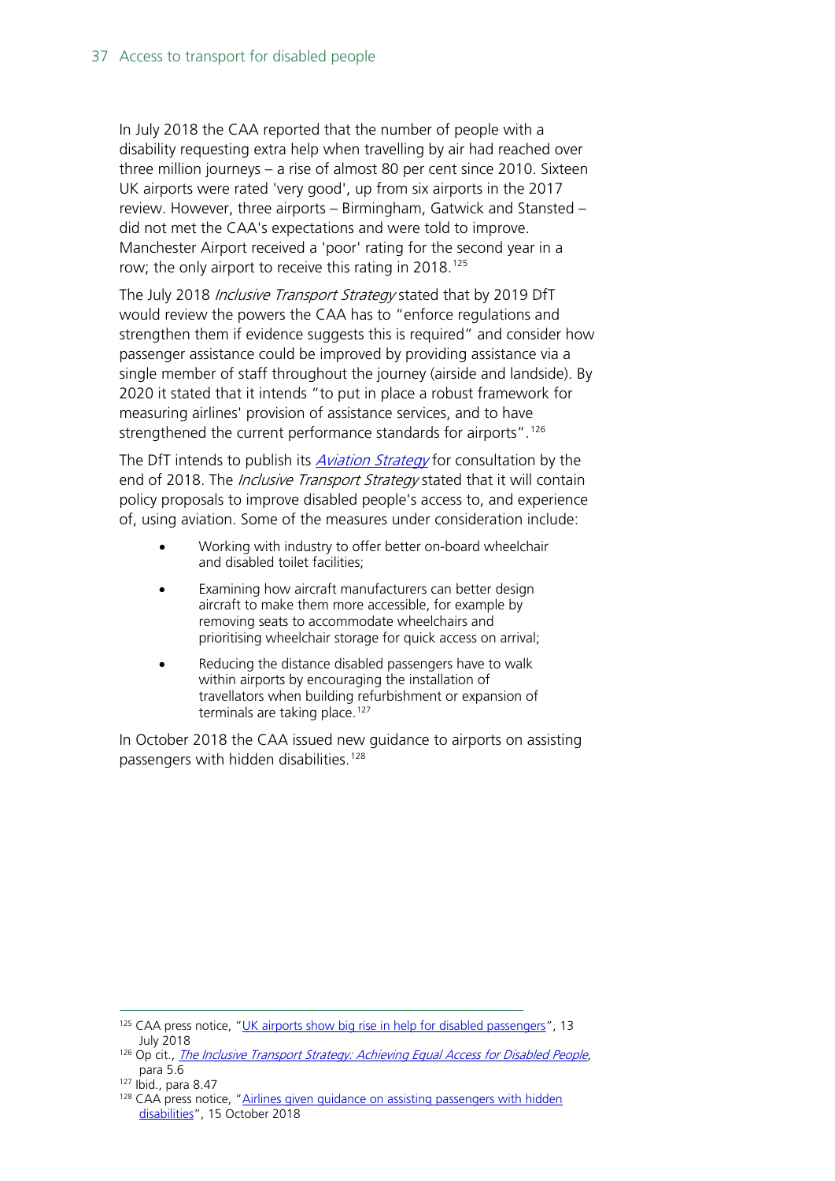In July 2018 the CAA reported that the number of people with a disability requesting extra help when travelling by air had reached over three million journeys – a rise of almost 80 per cent since 2010. Sixteen UK airports were rated 'very good', up from six airports in the 2017 review. However, three airports – Birmingham, Gatwick and Stansted – did not met the CAA's expectations and were told to improve. Manchester Airport received a 'poor' rating for the second year in a row; the only airport to receive this rating in 2018.[125]

The July 2018 *Inclusive Transport Strategy* stated that by 2019 DfT would review the powers the CAA has to "enforce regulations and strengthen them if evidence suggests this is required" and consider how passenger assistance could be improved by providing assistance via a single member of staff throughout the journey (airside and landside). By 2020 it stated that it intends "to put in place a robust framework for measuring airlines' provision of assistance services, and to have strengthened the current performance standards for airports".[126]

The DfT intends to publish its *Aviation Strategy* for consultation by the end of 2018. The *Inclusive Transport Strategy* stated that it will contain policy proposals to improve disabled people's access to, and experience of, using aviation. Some of the measures under consideration include:

- Working with industry to offer better on-board wheelchair and disabled toilet facilities;
- Examining how aircraft manufacturers can better design aircraft to make them more accessible, for example by removing seats to accommodate wheelchairs and prioritising wheelchair storage for quick access on arrival;
- Reducing the distance disabled passengers have to walk within airports by encouraging the installation of travellators when building refurbishment or expansion of terminals are taking place.[127]

In October 2018 the CAA issued new guidance to airports on assisting passengers with hidden disabilities.[128]

---

[125] CAA press notice, "UK airports show big rise in help for disabled passengers", 13 July 2018

[126] Op cit., *The Inclusive Transport Strategy: Achieving Equal Access for Disabled People*, para 5.6

[127] Ibid., para 8.47

[128] CAA press notice, "Airlines given guidance on assisting passengers with hidden disabilities", 15 October 2018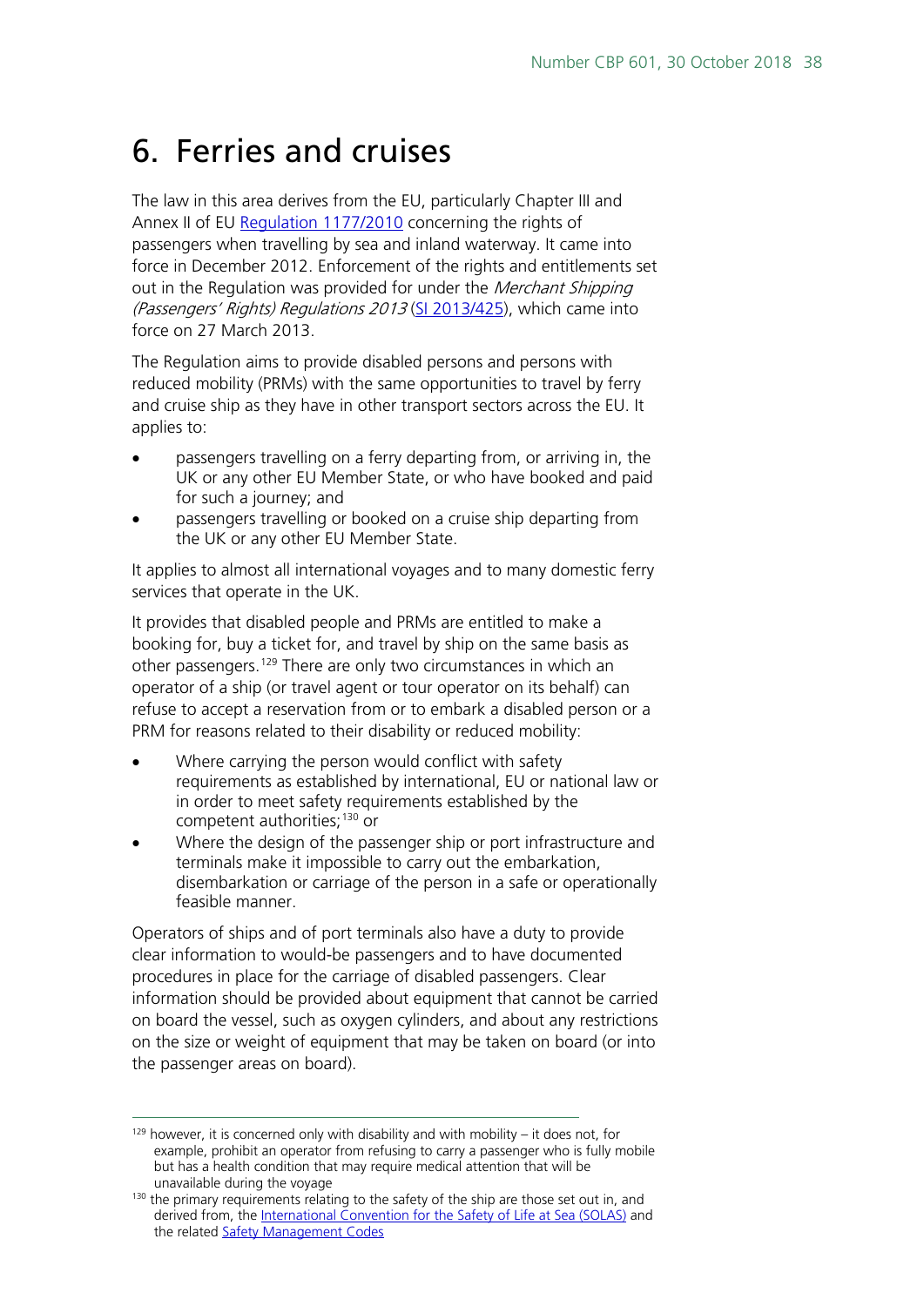# 6. Ferries and cruises

The law in this area derives from the EU, particularly Chapter III and Annex II of EU Regulation 1177/2010 concerning the rights of passengers when travelling by sea and inland waterway. It came into force in December 2012. Enforcement of the rights and entitlements set out in the Regulation was provided for under the *Merchant Shipping (Passengers' Rights) Regulations 2013* (SI 2013/425), which came into force on 27 March 2013.

The Regulation aims to provide disabled persons and persons with reduced mobility (PRMs) with the same opportunities to travel by ferry and cruise ship as they have in other transport sectors across the EU. It applies to:

- passengers travelling on a ferry departing from, or arriving in, the UK or any other EU Member State, or who have booked and paid for such a journey; and
- passengers travelling or booked on a cruise ship departing from the UK or any other EU Member State.

It applies to almost all international voyages and to many domestic ferry services that operate in the UK.

It provides that disabled people and PRMs are entitled to make a booking for, buy a ticket for, and travel by ship on the same basis as other passengers.[129] There are only two circumstances in which an operator of a ship (or travel agent or tour operator on its behalf) can refuse to accept a reservation from or to embark a disabled person or a PRM for reasons related to their disability or reduced mobility:

- Where carrying the person would conflict with safety requirements as established by international, EU or national law or in order to meet safety requirements established by the competent authorities;[130] or
- Where the design of the passenger ship or port infrastructure and terminals make it impossible to carry out the embarkation, disembarkation or carriage of the person in a safe or operationally feasible manner.

Operators of ships and of port terminals also have a duty to provide clear information to would-be passengers and to have documented procedures in place for the carriage of disabled passengers. Clear information should be provided about equipment that cannot be carried on board the vessel, such as oxygen cylinders, and about any restrictions on the size or weight of equipment that may be taken on board (or into the passenger areas on board).

---

[129] however, it is concerned only with disability and with mobility – it does not, for example, prohibit an operator from refusing to carry a passenger who is fully mobile but has a health condition that may require medical attention that will be unavailable during the voyage

[130] the primary requirements relating to the safety of the ship are those set out in, and derived from, the International Convention for the Safety of Life at Sea (SOLAS) and the related Safety Management Codes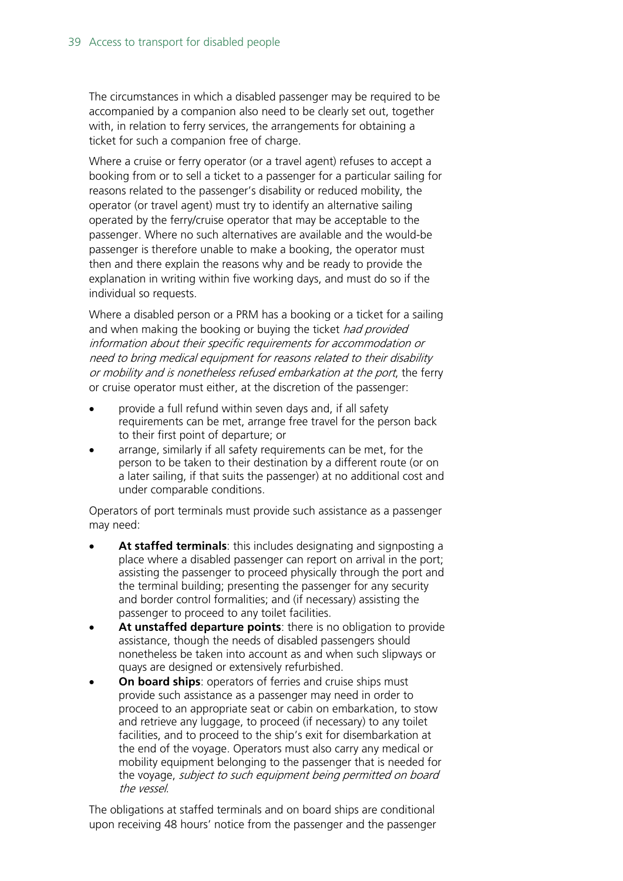The circumstances in which a disabled passenger may be required to be accompanied by a companion also need to be clearly set out, together with, in relation to ferry services, the arrangements for obtaining a ticket for such a companion free of charge.

Where a cruise or ferry operator (or a travel agent) refuses to accept a booking from or to sell a ticket to a passenger for a particular sailing for reasons related to the passenger's disability or reduced mobility, the operator (or travel agent) must try to identify an alternative sailing operated by the ferry/cruise operator that may be acceptable to the passenger. Where no such alternatives are available and the would-be passenger is therefore unable to make a booking, the operator must then and there explain the reasons why and be ready to provide the explanation in writing within five working days, and must do so if the individual so requests.

Where a disabled person or a PRM has a booking or a ticket for a sailing and when making the booking or buying the ticket *had provided information about their specific requirements for accommodation or need to bring medical equipment for reasons related to their disability or mobility and is nonetheless refused embarkation at the port*, the ferry or cruise operator must either, at the discretion of the passenger:

- provide a full refund within seven days and, if all safety requirements can be met, arrange free travel for the person back to their first point of departure; or
- arrange, similarly if all safety requirements can be met, for the person to be taken to their destination by a different route (or on a later sailing, if that suits the passenger) at no additional cost and under comparable conditions.

Operators of port terminals must provide such assistance as a passenger may need:

- **At staffed terminals**: this includes designating and signposting a place where a disabled passenger can report on arrival in the port; assisting the passenger to proceed physically through the port and the terminal building; presenting the passenger for any security and border control formalities; and (if necessary) assisting the passenger to proceed to any toilet facilities.
- **At unstaffed departure points**: there is no obligation to provide assistance, though the needs of disabled passengers should nonetheless be taken into account as and when such slipways or quays are designed or extensively refurbished.
- **On board ships**: operators of ferries and cruise ships must provide such assistance as a passenger may need in order to proceed to an appropriate seat or cabin on embarkation, to stow and retrieve any luggage, to proceed (if necessary) to any toilet facilities, and to proceed to the ship's exit for disembarkation at the end of the voyage. Operators must also carry any medical or mobility equipment belonging to the passenger that is needed for the voyage, *subject to such equipment being permitted on board the vessel*.

The obligations at staffed terminals and on board ships are conditional upon receiving 48 hours' notice from the passenger and the passenger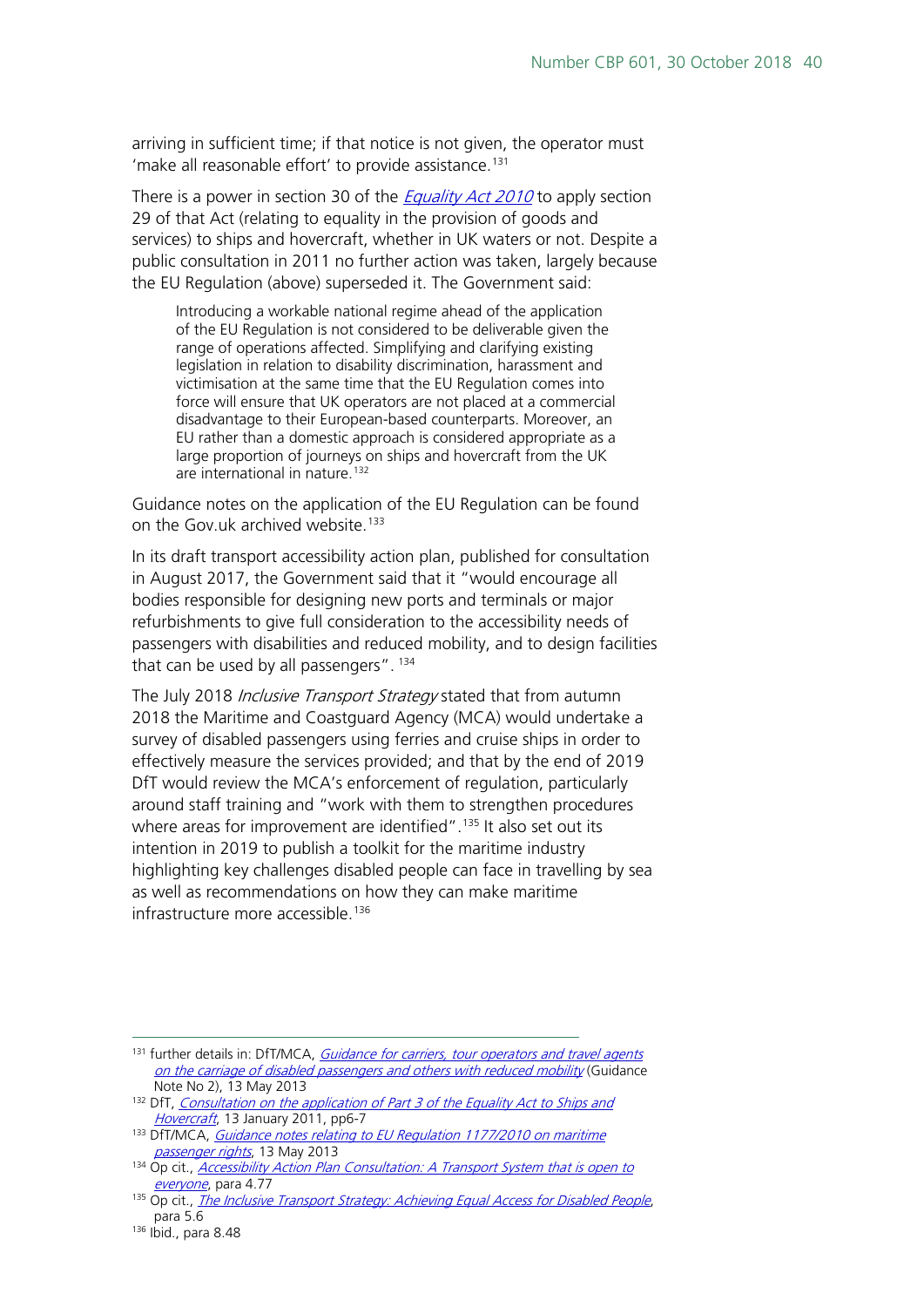arriving in sufficient time; if that notice is not given, the operator must 'make all reasonable effort' to provide assistance.[131]

There is a power in section 30 of the *Equality Act 2010* to apply section 29 of that Act (relating to equality in the provision of goods and services) to ships and hovercraft, whether in UK waters or not. Despite a public consultation in 2011 no further action was taken, largely because the EU Regulation (above) superseded it. The Government said:

> Introducing a workable national regime ahead of the application of the EU Regulation is not considered to be deliverable given the range of operations affected. Simplifying and clarifying existing legislation in relation to disability discrimination, harassment and victimisation at the same time that the EU Regulation comes into force will ensure that UK operators are not placed at a commercial disadvantage to their European-based counterparts. Moreover, an EU rather than a domestic approach is considered appropriate as a large proportion of journeys on ships and hovercraft from the UK are international in nature.[132]

Guidance notes on the application of the EU Regulation can be found on the Gov.uk archived website.[133]

In its draft transport accessibility action plan, published for consultation in August 2017, the Government said that it "would encourage all bodies responsible for designing new ports and terminals or major refurbishments to give full consideration to the accessibility needs of passengers with disabilities and reduced mobility, and to design facilities that can be used by all passengers". [134]

The July 2018 *Inclusive Transport Strategy* stated that from autumn 2018 the Maritime and Coastguard Agency (MCA) would undertake a survey of disabled passengers using ferries and cruise ships in order to effectively measure the services provided; and that by the end of 2019 DfT would review the MCA's enforcement of regulation, particularly around staff training and "work with them to strengthen procedures where areas for improvement are identified".[135] It also set out its intention in 2019 to publish a toolkit for the maritime industry highlighting key challenges disabled people can face in travelling by sea as well as recommendations on how they can make maritime infrastructure more accessible.[136]

---

[131] further details in: DfT/MCA, *Guidance for carriers, tour operators and travel agents on the carriage of disabled passengers and others with reduced mobility* (Guidance Note No 2), 13 May 2013

[132] DfT, *Consultation on the application of Part 3 of the Equality Act to Ships and Hovercraft*, 13 January 2011, pp6-7

[133] DfT/MCA, *Guidance notes relating to EU Regulation 1177/2010 on maritime passenger rights*, 13 May 2013

[134] Op cit., *Accessibility Action Plan Consultation: A Transport System that is open to everyone*, para 4.77

[135] Op cit., *The Inclusive Transport Strategy: Achieving Equal Access for Disabled People*, para 5.6

[136] Ibid., para 8.48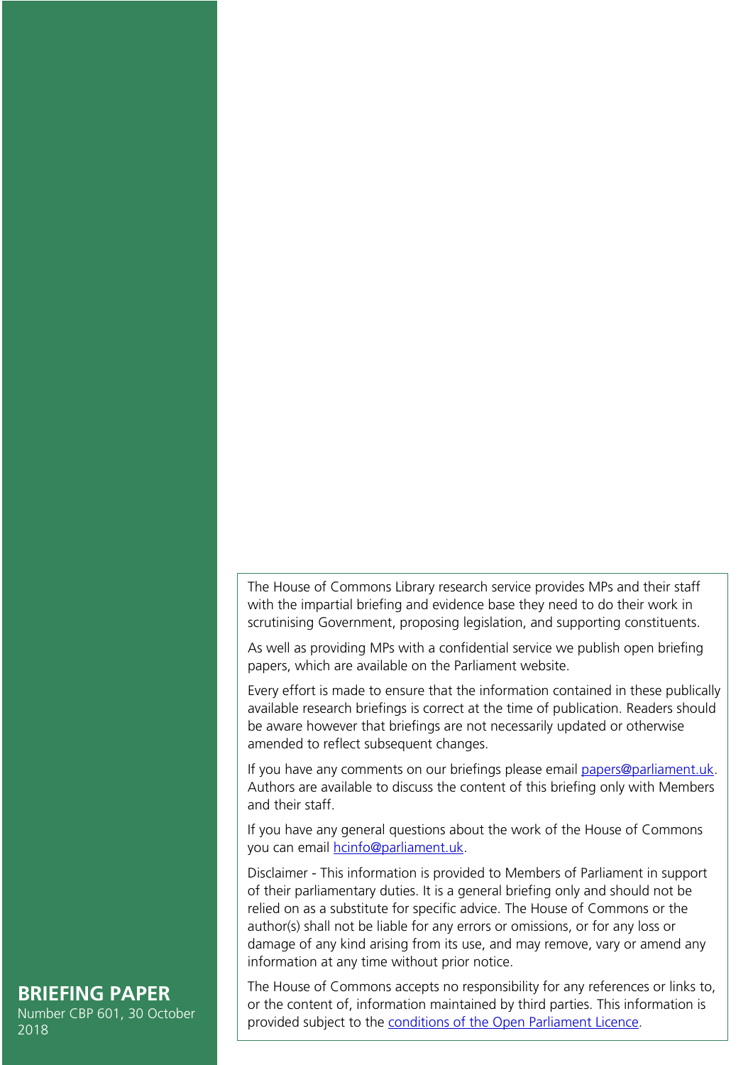**BRIEFING PAPER**

Number CBP 601, 30 October 2018

The House of Commons Library research service provides MPs and their staff with the impartial briefing and evidence base they need to do their work in scrutinising Government, proposing legislation, and supporting constituents.

As well as providing MPs with a confidential service we publish open briefing papers, which are available on the Parliament website.

Every effort is made to ensure that the information contained in these publically available research briefings is correct at the time of publication. Readers should be aware however that briefings are not necessarily updated or otherwise amended to reflect subsequent changes.

If you have any comments on our briefings please email papers@parliament.uk. Authors are available to discuss the content of this briefing only with Members and their staff.

If you have any general questions about the work of the House of Commons you can email hcinfo@parliament.uk.

Disclaimer - This information is provided to Members of Parliament in support of their parliamentary duties. It is a general briefing only and should not be relied on as a substitute for specific advice. The House of Commons or the author(s) shall not be liable for any errors or omissions, or for any loss or damage of any kind arising from its use, and may remove, vary or amend any information at any time without prior notice.

The House of Commons accepts no responsibility for any references or links to, or the content of, information maintained by third parties. This information is provided subject to the conditions of the Open Parliament Licence.